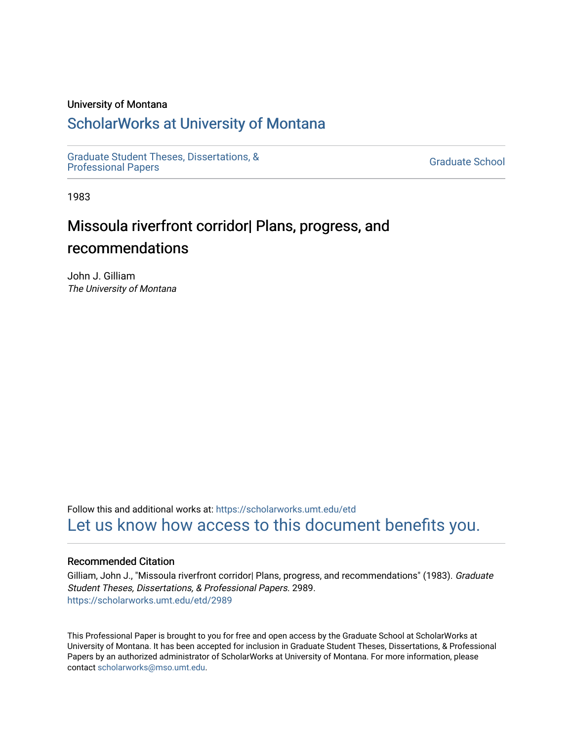University of Montana

# ScholarWorks at University of Montana

Graduate Student Theses, Dissertations, & Professional Papers

Graduate School

1983

## Missoula riverfront corridor| Plans, progress, and recommendations

John J. Gilliam
*The University of Montana*

Follow this and additional works at: https://scholarworks.umt.edu/etd
Let us know how access to this document benefits you.

### Recommended Citation

Gilliam, John J., "Missoula riverfront corridor| Plans, progress, and recommendations" (1983). *Graduate Student Theses, Dissertations, & Professional Papers*. 2989.
https://scholarworks.umt.edu/etd/2989

This Professional Paper is brought to you for free and open access by the Graduate School at ScholarWorks at University of Montana. It has been accepted for inclusion in Graduate Student Theses, Dissertations, & Professional Papers by an authorized administrator of ScholarWorks at University of Montana. For more information, please contact scholarworks@mso.umt.edu.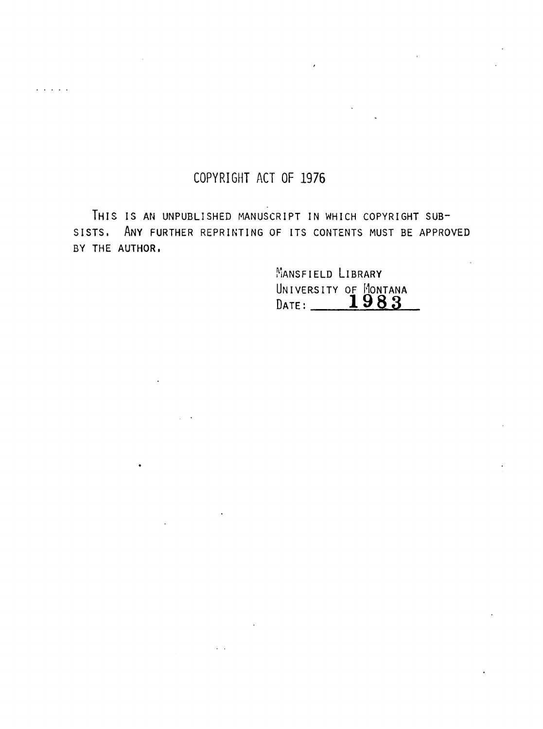# COPYRIGHT ACT OF 1976

THIS IS AN UNPUBLISHED MANUSCRIPT IN WHICH COPYRIGHT SUBSISTS. ANY FURTHER REPRINTING OF ITS CONTENTS MUST BE APPROVED BY THE AUTHOR.

MANSFIELD LIBRARY
UNIVERSITY OF MONTANA
DATE: **1983**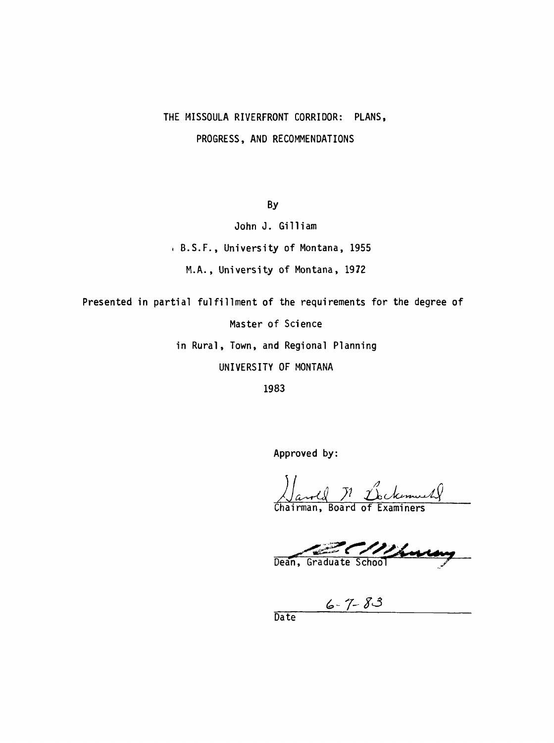# THE MISSOULA RIVERFRONT CORRIDOR: PLANS, PROGRESS, AND RECOMMENDATIONS

By

John J. Gilliam

B.S.F., University of Montana, 1955

M.A., University of Montana, 1972

Presented in partial fulfillment of the requirements for the degree of

Master of Science

in Rural, Town, and Regional Planning

UNIVERSITY OF MONTANA

1983

Approved by:

Harold M. Bockemuehl
Chairman, Board of Examiners

Dean, Graduate School

6-7-83
Date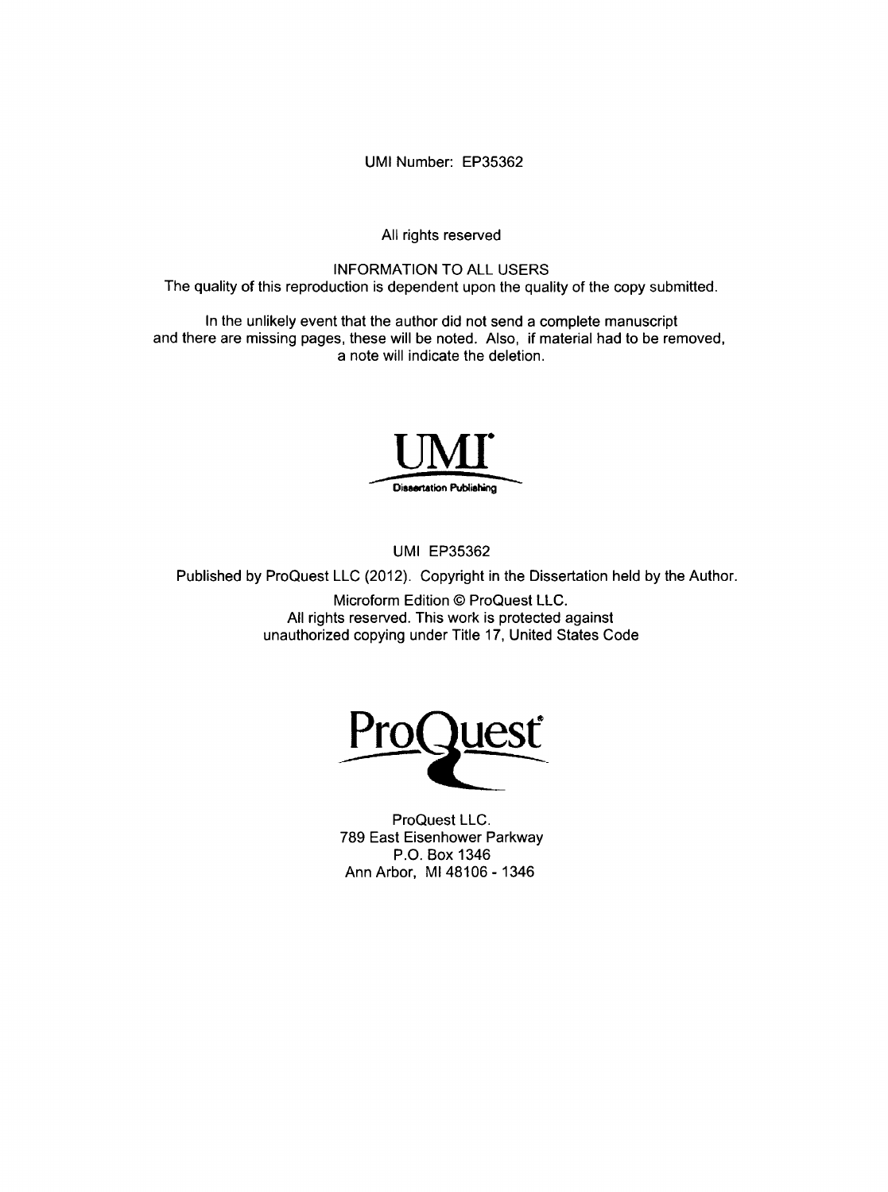UMI Number: EP35362

All rights reserved

INFORMATION TO ALL USERS
The quality of this reproduction is dependent upon the quality of the copy submitted.

In the unlikely event that the author did not send a complete manuscript and there are missing pages, these will be noted. Also, if material had to be removed, a note will indicate the deletion.

UMI
Dissertation Publishing

UMI EP35362

Published by ProQuest LLC (2012). Copyright in the Dissertation held by the Author.

Microform Edition © ProQuest LLC.
All rights reserved. This work is protected against unauthorized copying under Title 17, United States Code

ProQuest

ProQuest LLC.
789 East Eisenhower Parkway
P.O. Box 1346
Ann Arbor, MI 48106 - 1346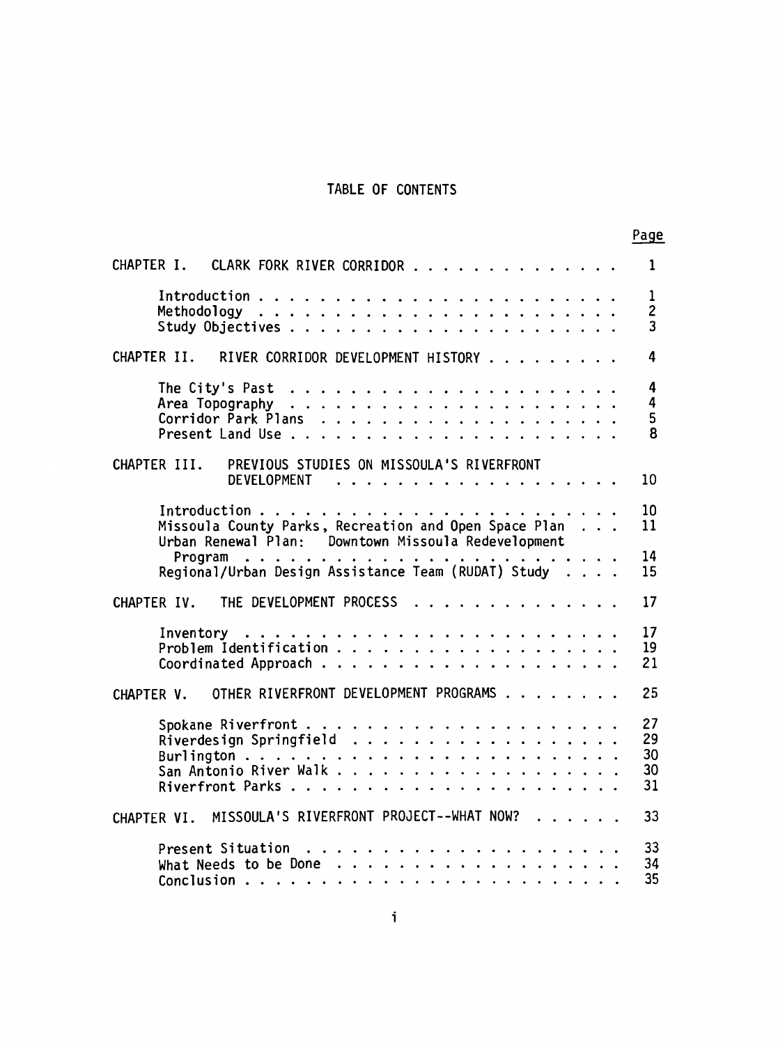# TABLE OF CONTENTS

| | Page |
|---|---|
| CHAPTER I. CLARK FORK RIVER CORRIDOR | 1 |
| Introduction | 1 |
| Methodology | 2 |
| Study Objectives | 3 |
| CHAPTER II. RIVER CORRIDOR DEVELOPMENT HISTORY | 4 |
| The City's Past | 4 |
| Area Topography | 4 |
| Corridor Park Plans | 5 |
| Present Land Use | 8 |
| CHAPTER III. PREVIOUS STUDIES ON MISSOULA'S RIVERFRONT DEVELOPMENT | 10 |
| Introduction | 10 |
| Missoula County Parks, Recreation and Open Space Plan | 11 |
| Urban Renewal Plan: Downtown Missoula Redevelopment Program | 14 |
| Regional/Urban Design Assistance Team (RUDAT) Study | 15 |
| CHAPTER IV. THE DEVELOPMENT PROCESS | 17 |
| Inventory | 17 |
| Problem Identification | 19 |
| Coordinated Approach | 21 |
| CHAPTER V. OTHER RIVERFRONT DEVELOPMENT PROGRAMS | 25 |
| Spokane Riverfront | 27 |
| Riverdesign Springfield | 29 |
| Burlington | 30 |
| San Antonio River Walk | 30 |
| Riverfront Parks | 31 |
| CHAPTER VI. MISSOULA'S RIVERFRONT PROJECT--WHAT NOW? | 33 |
| Present Situation | 33 |
| What Needs to be Done | 34 |
| Conclusion | 35 |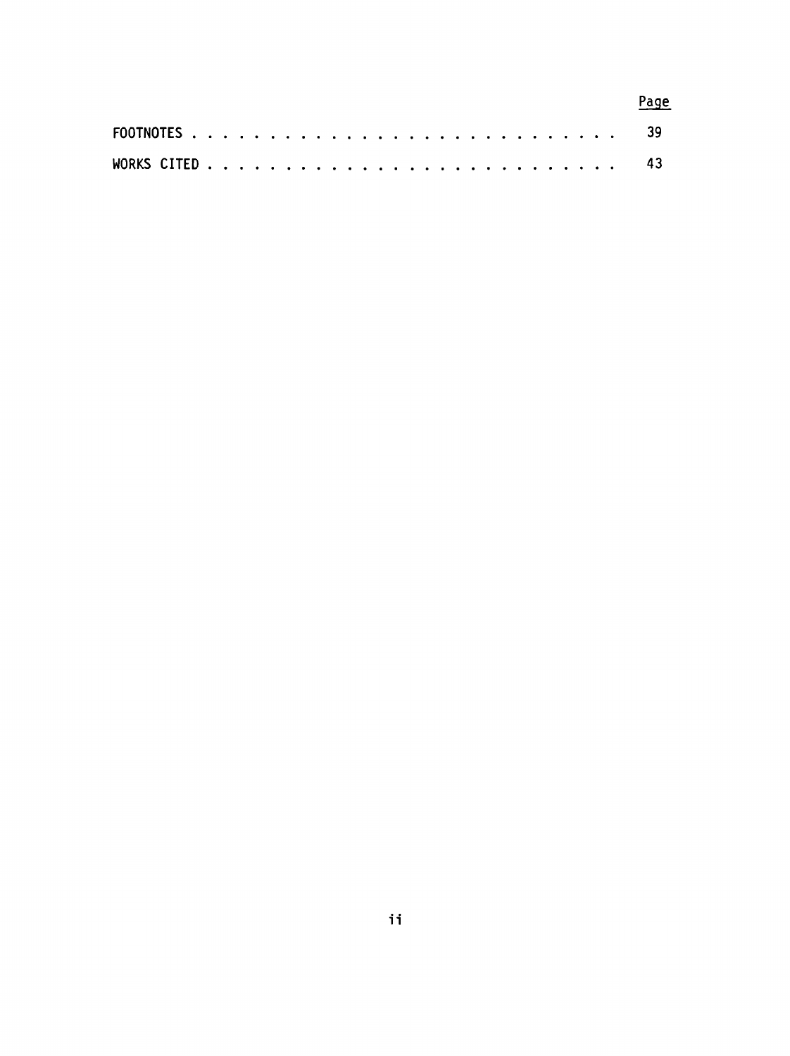| | Page |
|---|---|
| FOOTNOTES | 39 |
| WORKS CITED | 43 |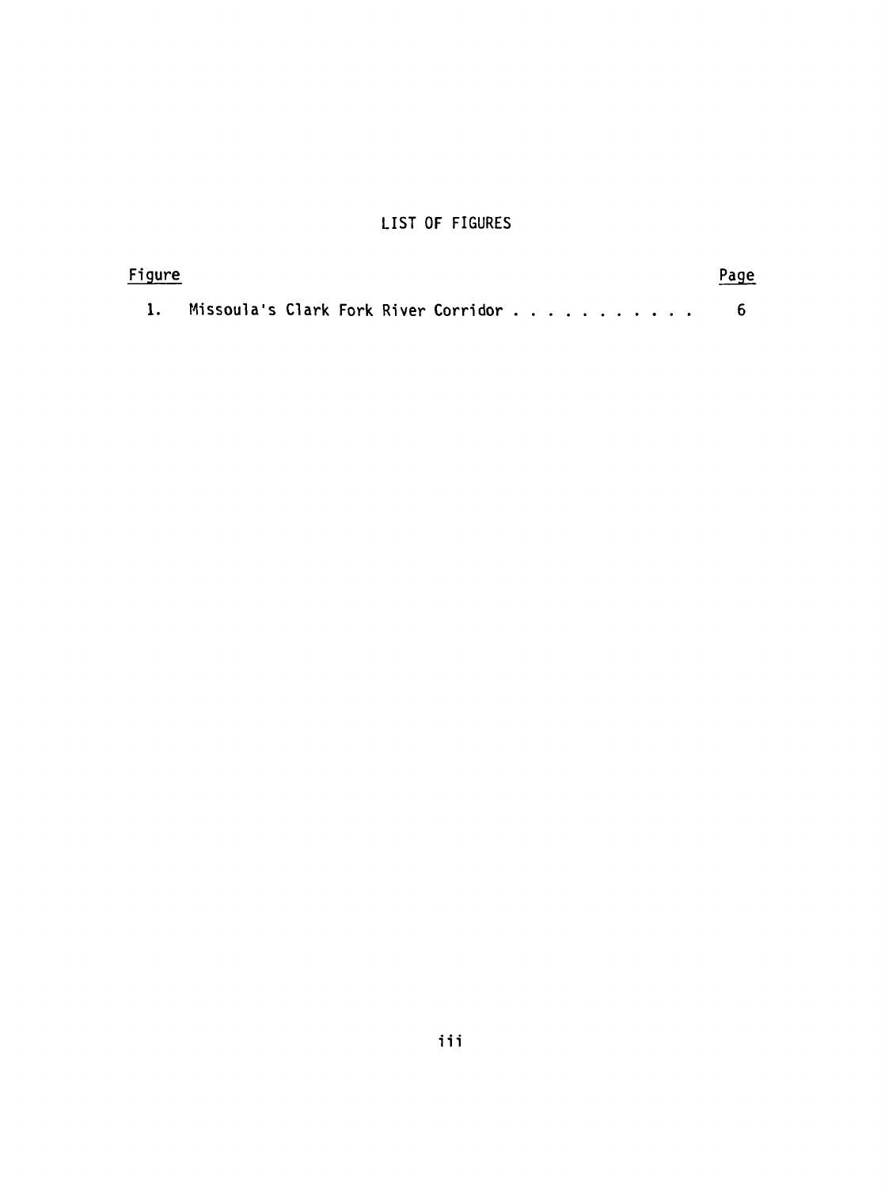# LIST OF FIGURES

| Figure | | Page |
|---|---|---|
| 1. | Missoula's Clark Fork River Corridor . . . . . . . . . . . | 6 |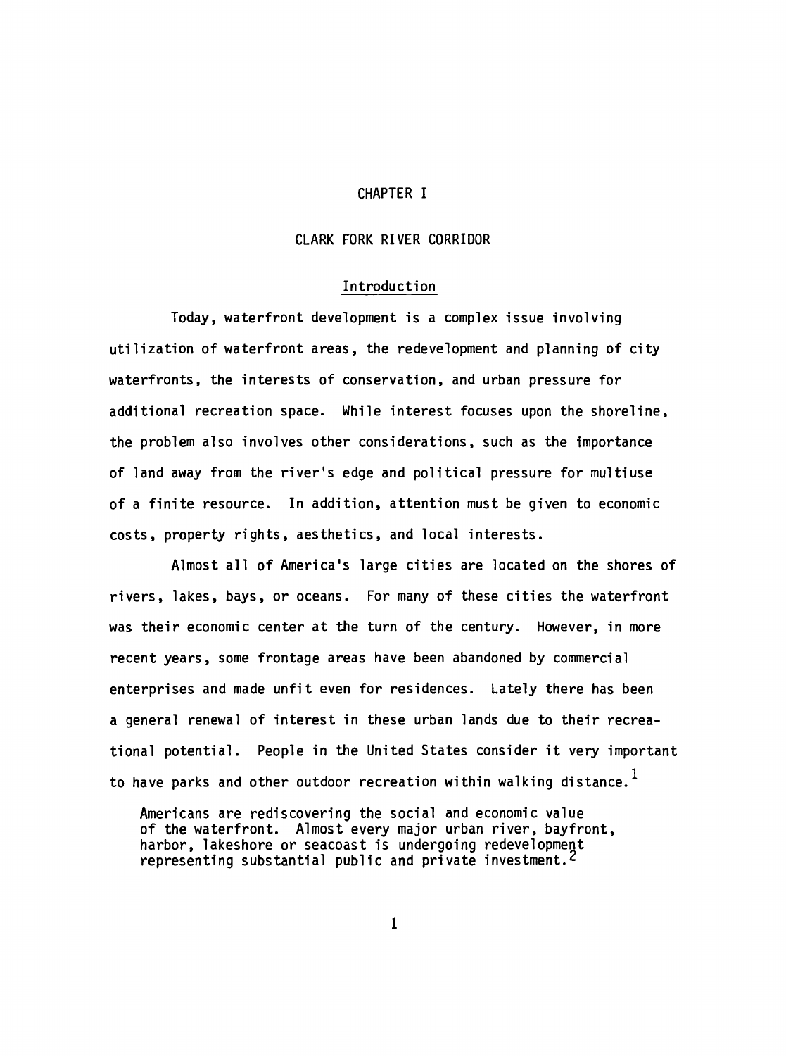# CHAPTER I

## CLARK FORK RIVER CORRIDOR

### Introduction

Today, waterfront development is a complex issue involving utilization of waterfront areas, the redevelopment and planning of city waterfronts, the interests of conservation, and urban pressure for additional recreation space. While interest focuses upon the shoreline, the problem also involves other considerations, such as the importance of land away from the river's edge and political pressure for multiuse of a finite resource. In addition, attention must be given to economic costs, property rights, aesthetics, and local interests.

Almost all of America's large cities are located on the shores of rivers, lakes, bays, or oceans. For many of these cities the waterfront was their economic center at the turn of the century. However, in more recent years, some frontage areas have been abandoned by commercial enterprises and made unfit even for residences. Lately there has been a general renewal of interest in these urban lands due to their recreational potential. People in the United States consider it very important to have parks and other outdoor recreation within walking distance.[1]

> Americans are rediscovering the social and economic value of the waterfront. Almost every major urban river, bayfront, harbor, lakeshore or seacoast is undergoing redevelopment representing substantial public and private investment.[2]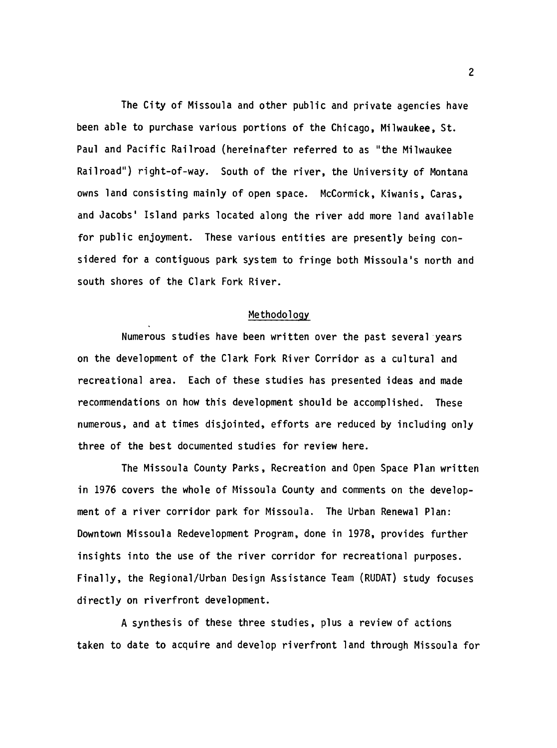The City of Missoula and other public and private agencies have been able to purchase various portions of the Chicago, Milwaukee, St. Paul and Pacific Railroad (hereinafter referred to as "the Milwaukee Railroad") right-of-way. South of the river, the University of Montana owns land consisting mainly of open space. McCormick, Kiwanis, Caras, and Jacobs' Island parks located along the river add more land available for public enjoyment. These various entities are presently being considered for a contiguous park system to fringe both Missoula's north and south shores of the Clark Fork River.

## Methodology

Numerous studies have been written over the past several years on the development of the Clark Fork River Corridor as a cultural and recreational area. Each of these studies has presented ideas and made recommendations on how this development should be accomplished. These numerous, and at times disjointed, efforts are reduced by including only three of the best documented studies for review here.

The Missoula County Parks, Recreation and Open Space Plan written in 1976 covers the whole of Missoula County and comments on the development of a river corridor park for Missoula. The Urban Renewal Plan: Downtown Missoula Redevelopment Program, done in 1978, provides further insights into the use of the river corridor for recreational purposes. Finally, the Regional/Urban Design Assistance Team (RUDAT) study focuses directly on riverfront development.

A synthesis of these three studies, plus a review of actions taken to date to acquire and develop riverfront land through Missoula for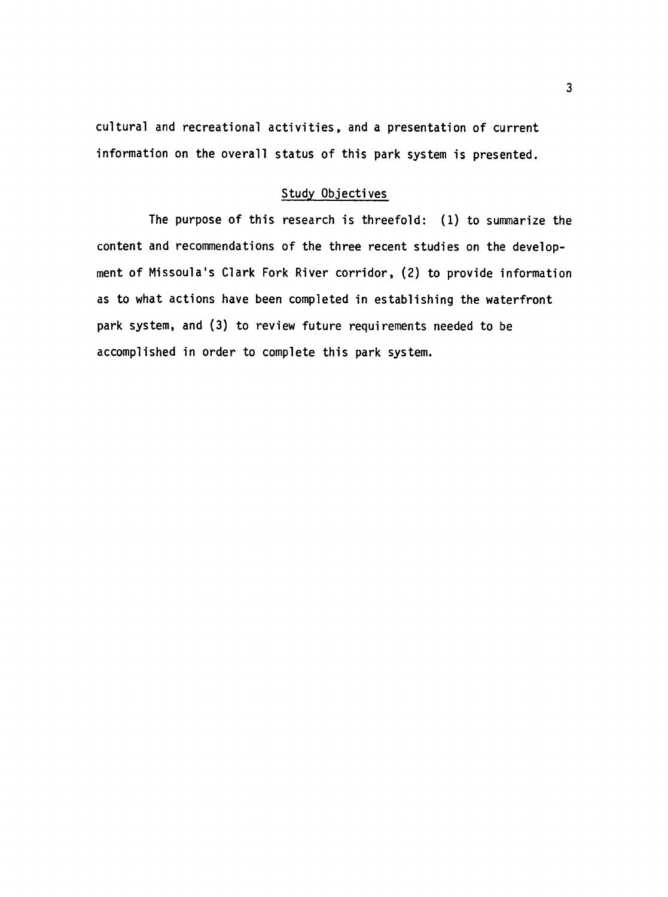cultural and recreational activities, and a presentation of current information on the overall status of this park system is presented.

## Study Objectives

The purpose of this research is threefold: (1) to summarize the content and recommendations of the three recent studies on the development of Missoula's Clark Fork River corridor, (2) to provide information as to what actions have been completed in establishing the waterfront park system, and (3) to review future requirements needed to be accomplished in order to complete this park system.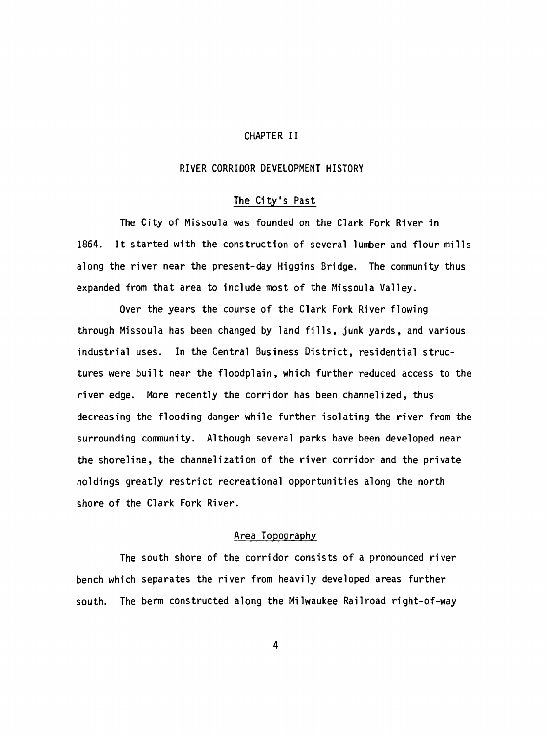# CHAPTER II

## RIVER CORRIDOR DEVELOPMENT HISTORY

### The City's Past

The City of Missoula was founded on the Clark Fork River in 1864. It started with the construction of several lumber and flour mills along the river near the present-day Higgins Bridge. The community thus expanded from that area to include most of the Missoula Valley.

Over the years the course of the Clark Fork River flowing through Missoula has been changed by land fills, junk yards, and various industrial uses. In the Central Business District, residential structures were built near the floodplain, which further reduced access to the river edge. More recently the corridor has been channelized, thus decreasing the flooding danger while further isolating the river from the surrounding community. Although several parks have been developed near the shoreline, the channelization of the river corridor and the private holdings greatly restrict recreational opportunities along the north shore of the Clark Fork River.

### Area Topography

The south shore of the corridor consists of a pronounced river bench which separates the river from heavily developed areas further south. The berm constructed along the Milwaukee Railroad right-of-way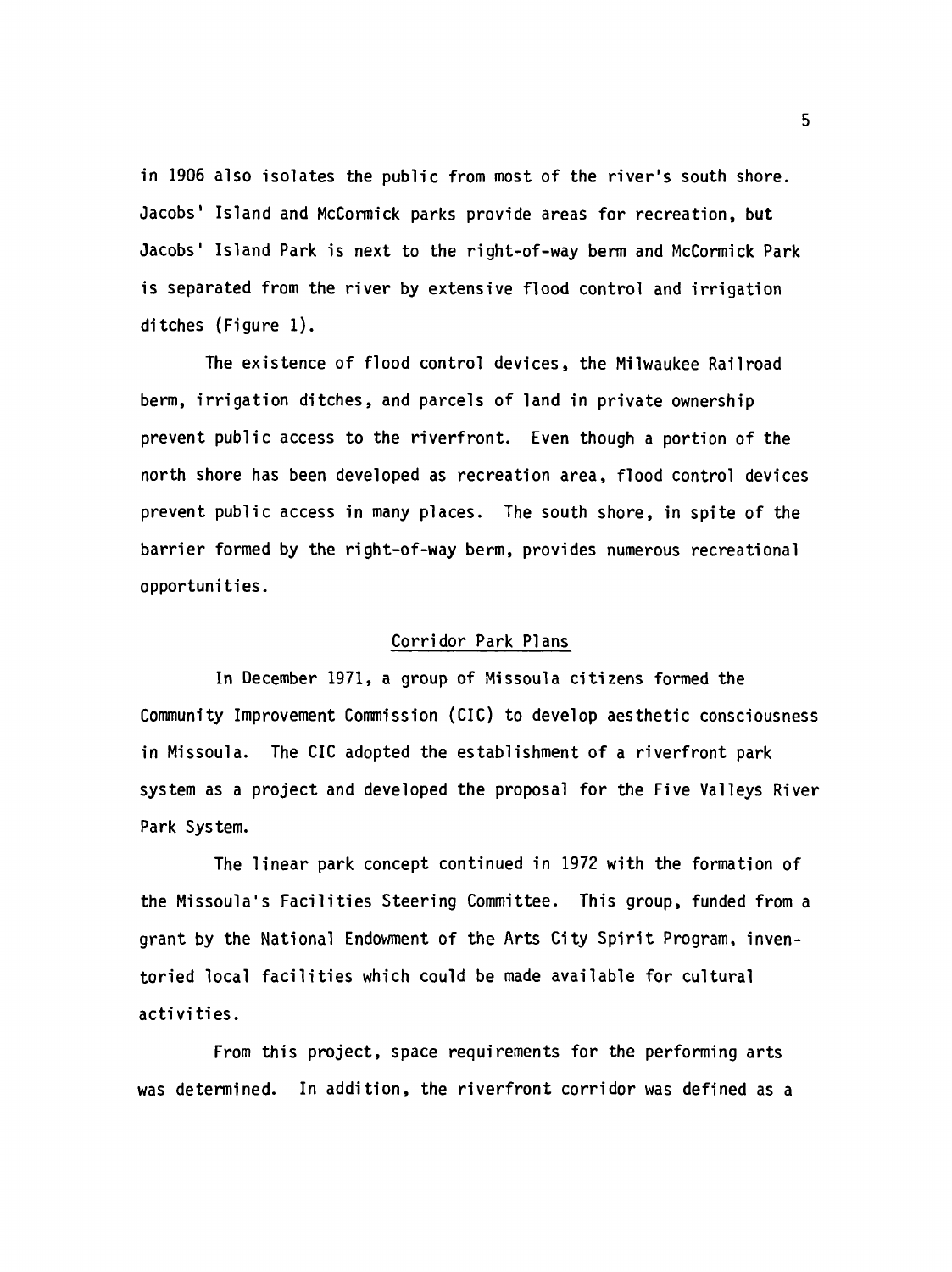in 1906 also isolates the public from most of the river's south shore. Jacobs' Island and McCormick parks provide areas for recreation, but Jacobs' Island Park is next to the right-of-way berm and McCormick Park is separated from the river by extensive flood control and irrigation ditches (Figure 1).

The existence of flood control devices, the Milwaukee Railroad berm, irrigation ditches, and parcels of land in private ownership prevent public access to the riverfront. Even though a portion of the north shore has been developed as recreation area, flood control devices prevent public access in many places. The south shore, in spite of the barrier formed by the right-of-way berm, provides numerous recreational opportunities.

## Corridor Park Plans

In December 1971, a group of Missoula citizens formed the Community Improvement Commission (CIC) to develop aesthetic consciousness in Missoula. The CIC adopted the establishment of a riverfront park system as a project and developed the proposal for the Five Valleys River Park System.

The linear park concept continued in 1972 with the formation of the Missoula's Facilities Steering Committee. This group, funded from a grant by the National Endowment of the Arts City Spirit Program, inventoried local facilities which could be made available for cultural activities.

From this project, space requirements for the performing arts was determined. In addition, the riverfront corridor was defined as a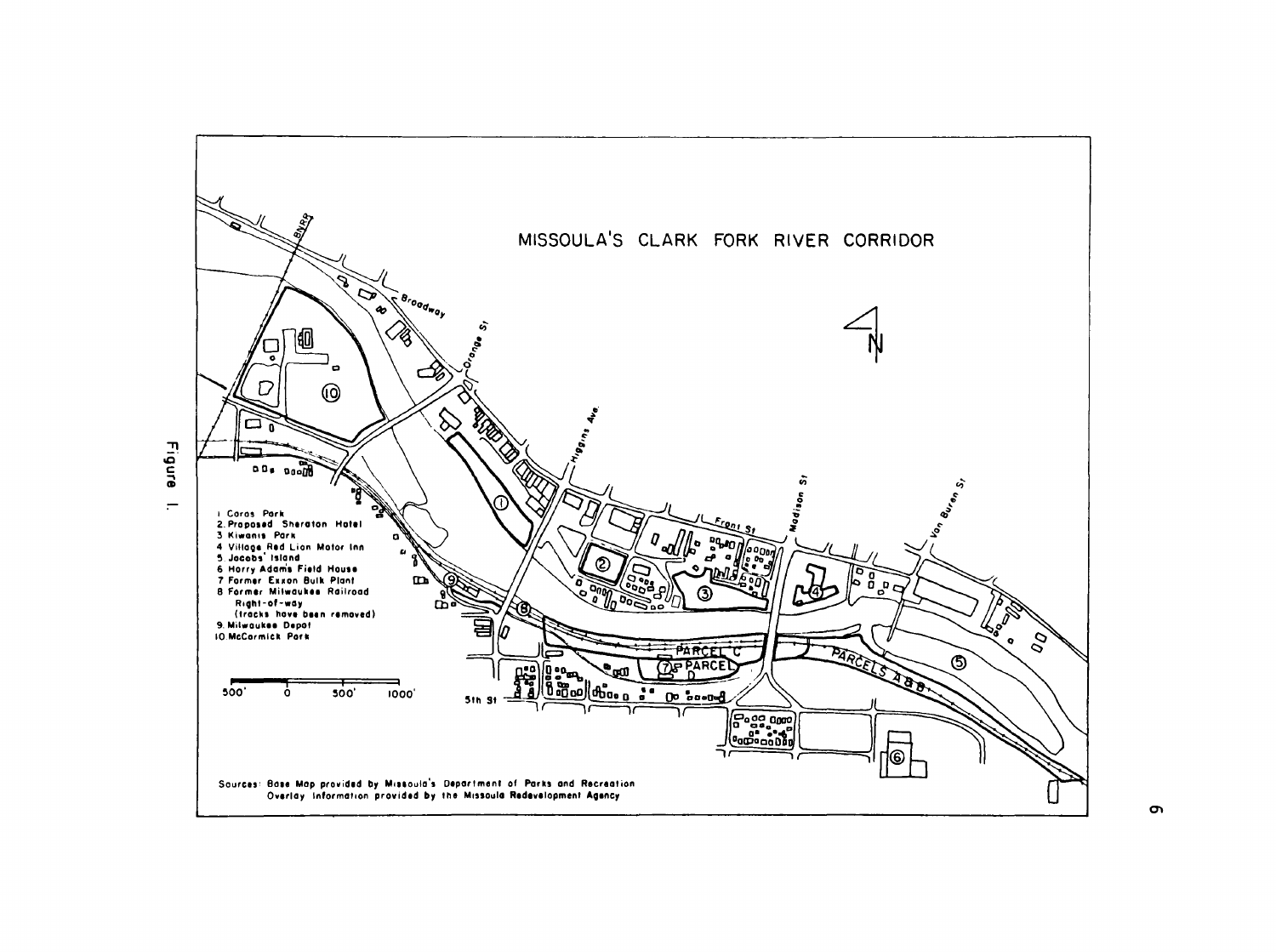# MISSOULA'S CLARK FORK RIVER CORRIDOR

1. Caras Park
2. Proposed Sheraton Hotel
3. Kiwanis Park
4. Village Red Lion Motor Inn
5. Jacobs' Island
6. Harry Adams Field House
7. Former Exxon Bulk Plant
8. Former Milwaukee Railroad Right-of-way (tracks have been removed)
9. Milwaukee Depot
10. McCormick Park

500' 0 500' 1000'

BNRR, Broadway, Orange St, Higgins Ave., Front St, Madison St, Van Buren St, 5th St, PARCEL C, PARCEL D, PARCELS A & B, N

Sources: Base Map provided by Missoula's Department of Parks and Recreation
Overlay Information provided by the Missoula Redevelopment Agency

Figure 1.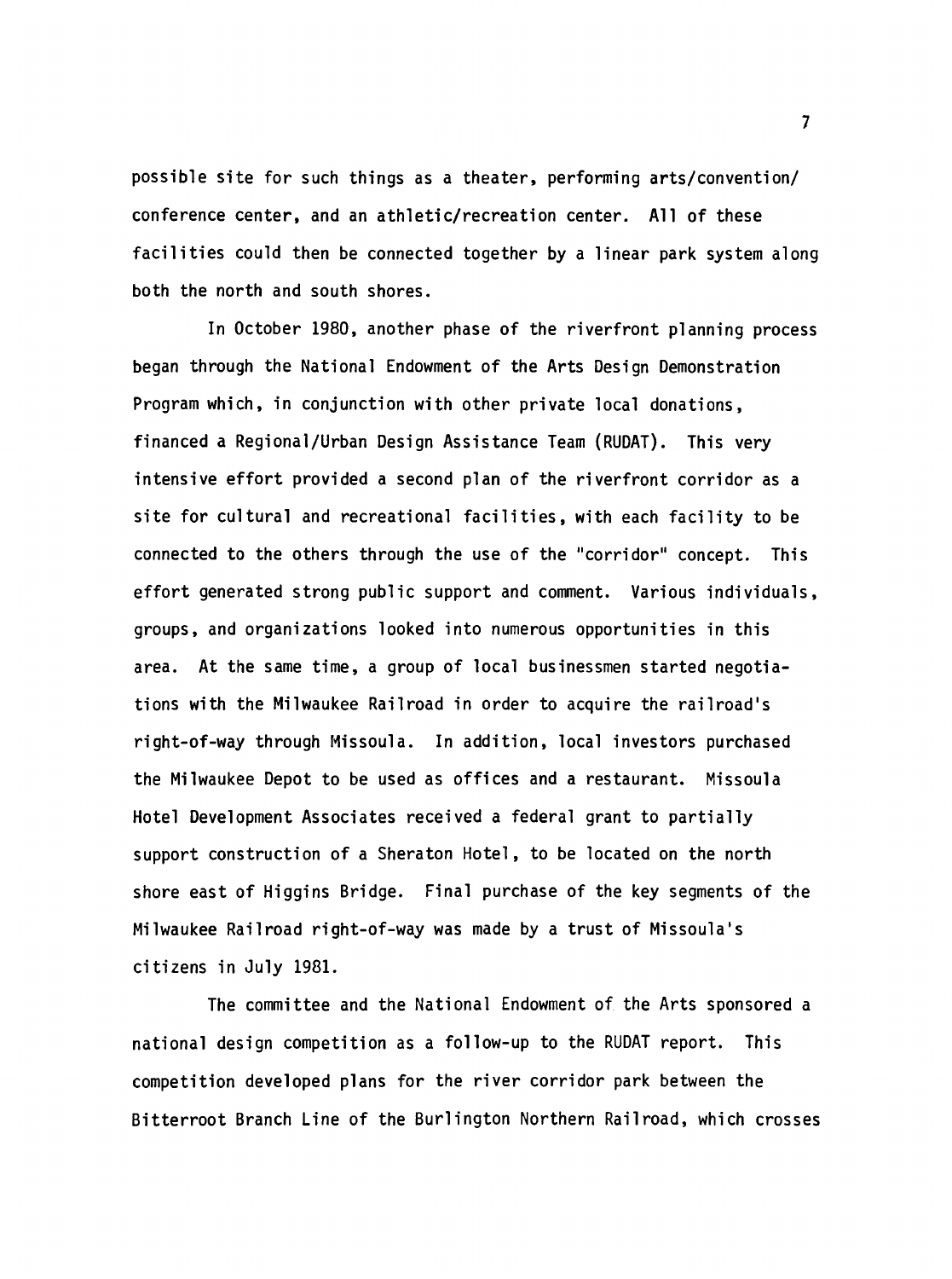possible site for such things as a theater, performing arts/convention/ conference center, and an athletic/recreation center. All of these facilities could then be connected together by a linear park system along both the north and south shores.

In October 1980, another phase of the riverfront planning process began through the National Endowment of the Arts Design Demonstration Program which, in conjunction with other private local donations, financed a Regional/Urban Design Assistance Team (RUDAT). This very intensive effort provided a second plan of the riverfront corridor as a site for cultural and recreational facilities, with each facility to be connected to the others through the use of the "corridor" concept. This effort generated strong public support and comment. Various individuals, groups, and organizations looked into numerous opportunities in this area. At the same time, a group of local businessmen started negotiations with the Milwaukee Railroad in order to acquire the railroad's right-of-way through Missoula. In addition, local investors purchased the Milwaukee Depot to be used as offices and a restaurant. Missoula Hotel Development Associates received a federal grant to partially support construction of a Sheraton Hotel, to be located on the north shore east of Higgins Bridge. Final purchase of the key segments of the Milwaukee Railroad right-of-way was made by a trust of Missoula's citizens in July 1981.

The committee and the National Endowment of the Arts sponsored a national design competition as a follow-up to the RUDAT report. This competition developed plans for the river corridor park between the Bitterroot Branch Line of the Burlington Northern Railroad, which crosses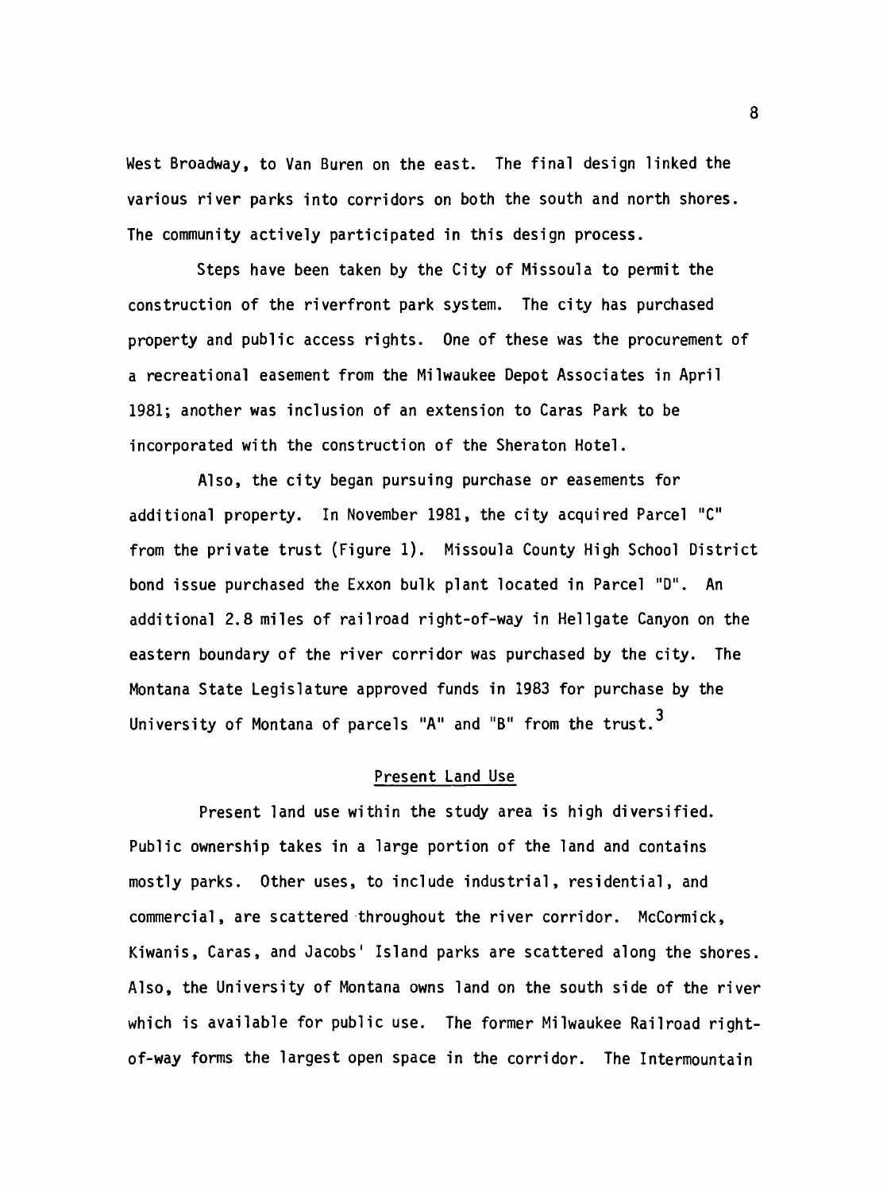West Broadway, to Van Buren on the east. The final design linked the various river parks into corridors on both the south and north shores. The community actively participated in this design process.

Steps have been taken by the City of Missoula to permit the construction of the riverfront park system. The city has purchased property and public access rights. One of these was the procurement of a recreational easement from the Milwaukee Depot Associates in April 1981; another was inclusion of an extension to Caras Park to be incorporated with the construction of the Sheraton Hotel.

Also, the city began pursuing purchase or easements for additional property. In November 1981, the city acquired Parcel "C" from the private trust (Figure 1). Missoula County High School District bond issue purchased the Exxon bulk plant located in Parcel "D". An additional 2.8 miles of railroad right-of-way in Hellgate Canyon on the eastern boundary of the river corridor was purchased by the city. The Montana State Legislature approved funds in 1983 for purchase by the University of Montana of parcels "A" and "B" from the trust.[3]

## Present Land Use

Present land use within the study area is high diversified. Public ownership takes in a large portion of the land and contains mostly parks. Other uses, to include industrial, residential, and commercial, are scattered throughout the river corridor. McCormick, Kiwanis, Caras, and Jacobs' Island parks are scattered along the shores. Also, the University of Montana owns land on the south side of the river which is available for public use. The former Milwaukee Railroad right-of-way forms the largest open space in the corridor. The Intermountain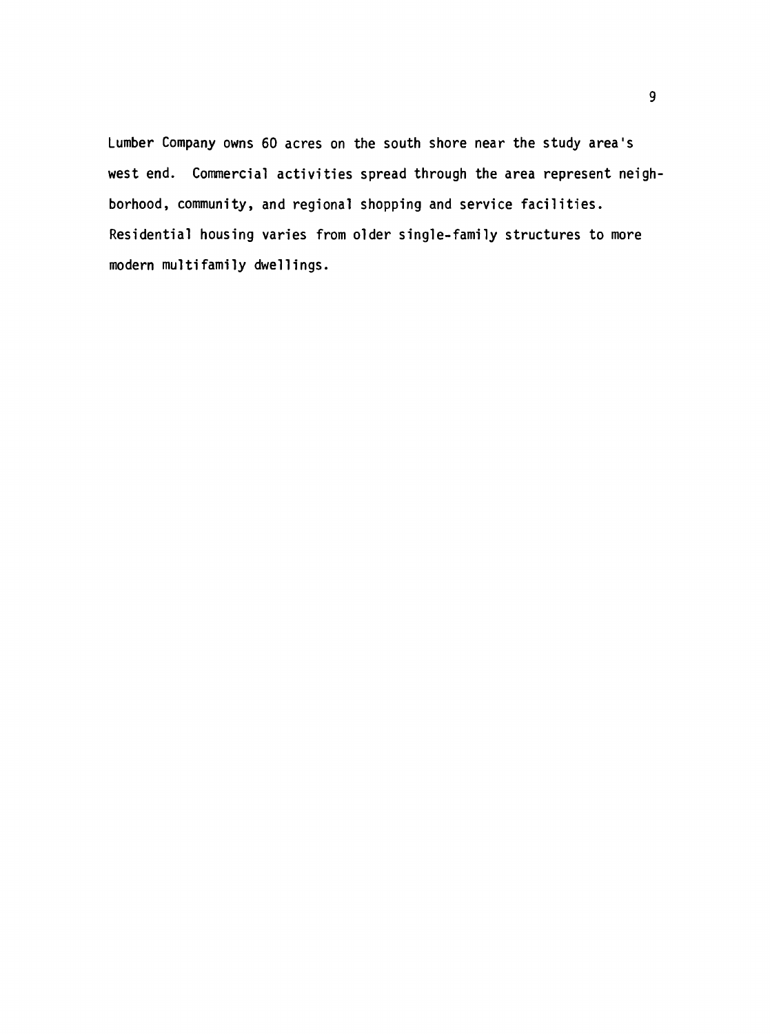Lumber Company owns 60 acres on the south shore near the study area's west end. Commercial activities spread through the area represent neighborhood, community, and regional shopping and service facilities. Residential housing varies from older single-family structures to more modern multifamily dwellings.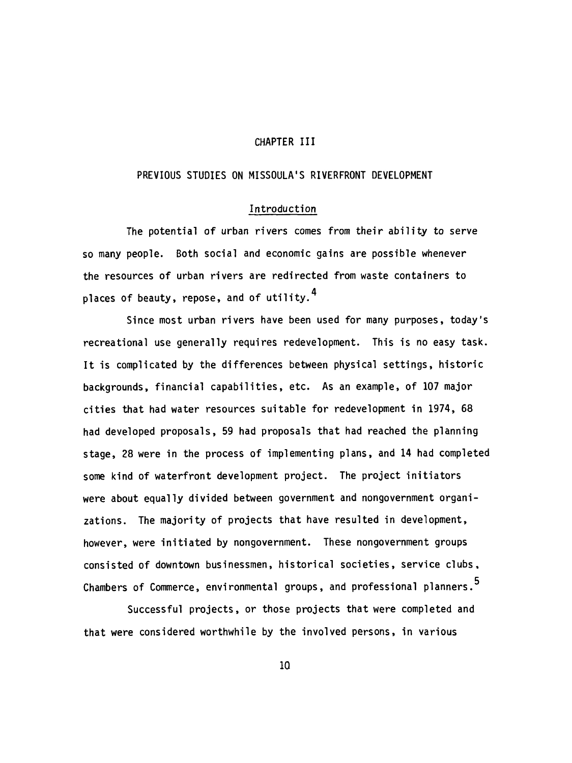# CHAPTER III

## PREVIOUS STUDIES ON MISSOULA'S RIVERFRONT DEVELOPMENT

### Introduction

The potential of urban rivers comes from their ability to serve so many people. Both social and economic gains are possible whenever the resources of urban rivers are redirected from waste containers to places of beauty, repose, and of utility.[4]

Since most urban rivers have been used for many purposes, today's recreational use generally requires redevelopment. This is no easy task. It is complicated by the differences between physical settings, historic backgrounds, financial capabilities, etc. As an example, of 107 major cities that had water resources suitable for redevelopment in 1974, 68 had developed proposals, 59 had proposals that had reached the planning stage, 28 were in the process of implementing plans, and 14 had completed some kind of waterfront development project. The project initiators were about equally divided between government and nongovernment organizations. The majority of projects that have resulted in development, however, were initiated by nongovernment. These nongovernment groups consisted of downtown businessmen, historical societies, service clubs, Chambers of Commerce, environmental groups, and professional planners.[5]

Successful projects, or those projects that were completed and that were considered worthwhile by the involved persons, in various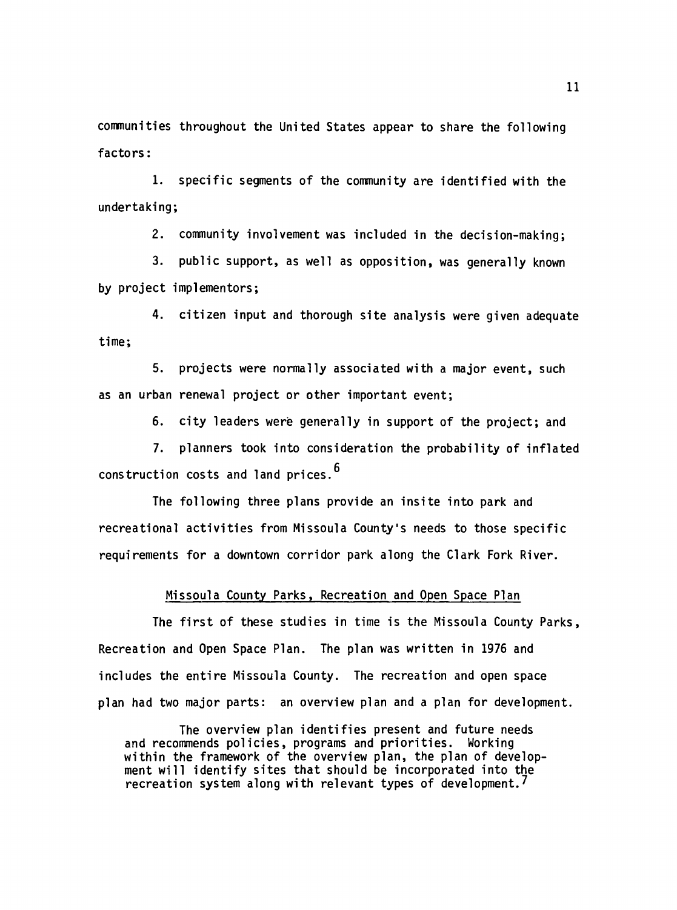communities throughout the United States appear to share the following factors:

1. specific segments of the community are identified with the undertaking;
2. community involvement was included in the decision-making;
3. public support, as well as opposition, was generally known by project implementors;
4. citizen input and thorough site analysis were given adequate time;
5. projects were normally associated with a major event, such as an urban renewal project or other important event;
6. city leaders were generally in support of the project; and
7. planners took into consideration the probability of inflated construction costs and land prices.[6]

The following three plans provide an insite into park and recreational activities from Missoula County's needs to those specific requirements for a downtown corridor park along the Clark Fork River.

### Missoula County Parks, Recreation and Open Space Plan

The first of these studies in time is the Missoula County Parks, Recreation and Open Space Plan. The plan was written in 1976 and includes the entire Missoula County. The recreation and open space plan had two major parts: an overview plan and a plan for development.

> The overview plan identifies present and future needs and recommends policies, programs and priorities. Working within the framework of the overview plan, the plan of development will identify sites that should be incorporated into the recreation system along with relevant types of development.[7]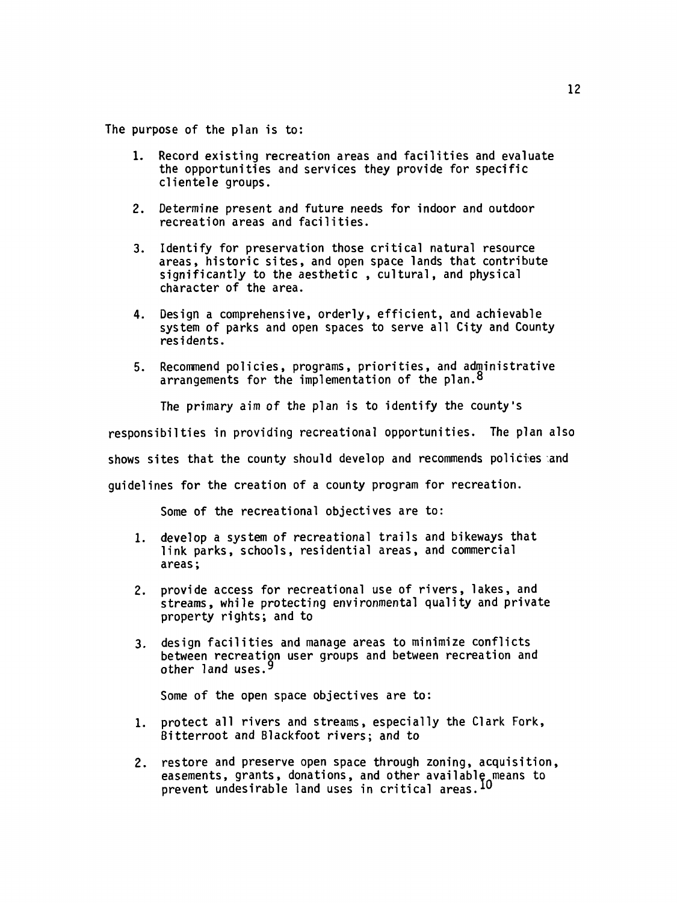The purpose of the plan is to:

1. Record existing recreation areas and facilities and evaluate the opportunities and services they provide for specific clientele groups.

2. Determine present and future needs for indoor and outdoor recreation areas and facilities.

3. Identify for preservation those critical natural resource areas, historic sites, and open space lands that contribute significantly to the aesthetic , cultural, and physical character of the area.

4. Design a comprehensive, orderly, efficient, and achievable system of parks and open spaces to serve all City and County residents.

5. Recommend policies, programs, priorities, and administrative arrangements for the implementation of the plan.[8]

The primary aim of the plan is to identify the county's responsibilties in providing recreational opportunities. The plan also shows sites that the county should develop and recommends policies and guidelines for the creation of a county program for recreation.

Some of the recreational objectives are to:

1. develop a system of recreational trails and bikeways that link parks, schools, residential areas, and commercial areas;

2. provide access for recreational use of rivers, lakes, and streams, while protecting environmental quality and private property rights; and to

3. design facilities and manage areas to minimize conflicts between recreation user groups and between recreation and other land uses.[9]

Some of the open space objectives are to:

1. protect all rivers and streams, especially the Clark Fork, Bitterroot and Blackfoot rivers; and to

2. restore and preserve open space through zoning, acquisition, easements, grants, donations, and other available means to prevent undesirable land uses in critical areas.[10]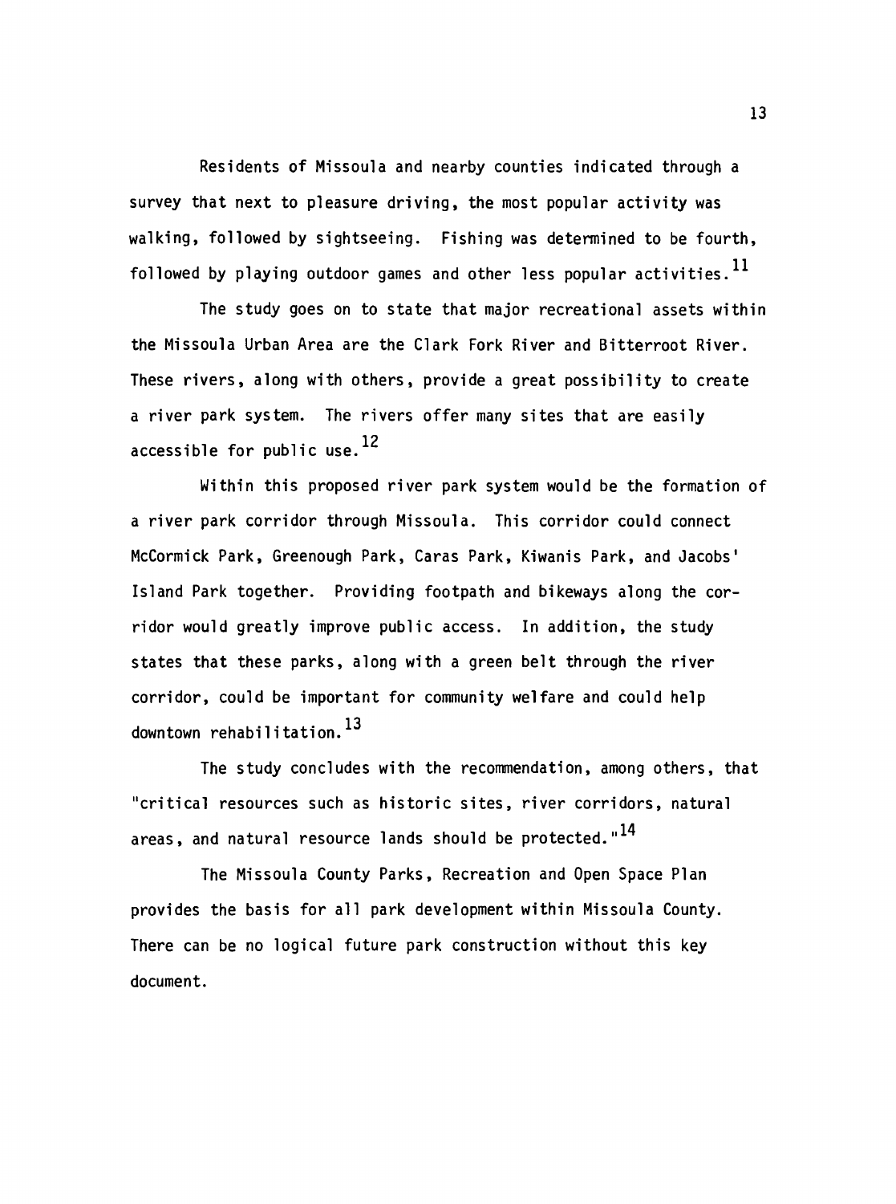Residents of Missoula and nearby counties indicated through a survey that next to pleasure driving, the most popular activity was walking, followed by sightseeing. Fishing was determined to be fourth, followed by playing outdoor games and other less popular activities.[11]

The study goes on to state that major recreational assets within the Missoula Urban Area are the Clark Fork River and Bitterroot River. These rivers, along with others, provide a great possibility to create a river park system. The rivers offer many sites that are easily accessible for public use.[12]

Within this proposed river park system would be the formation of a river park corridor through Missoula. This corridor could connect McCormick Park, Greenough Park, Caras Park, Kiwanis Park, and Jacobs' Island Park together. Providing footpath and bikeways along the corridor would greatly improve public access. In addition, the study states that these parks, along with a green belt through the river corridor, could be important for community welfare and could help downtown rehabilitation.[13]

The study concludes with the recommendation, among others, that "critical resources such as historic sites, river corridors, natural areas, and natural resource lands should be protected."[14]

The Missoula County Parks, Recreation and Open Space Plan provides the basis for all park development within Missoula County. There can be no logical future park construction without this key document.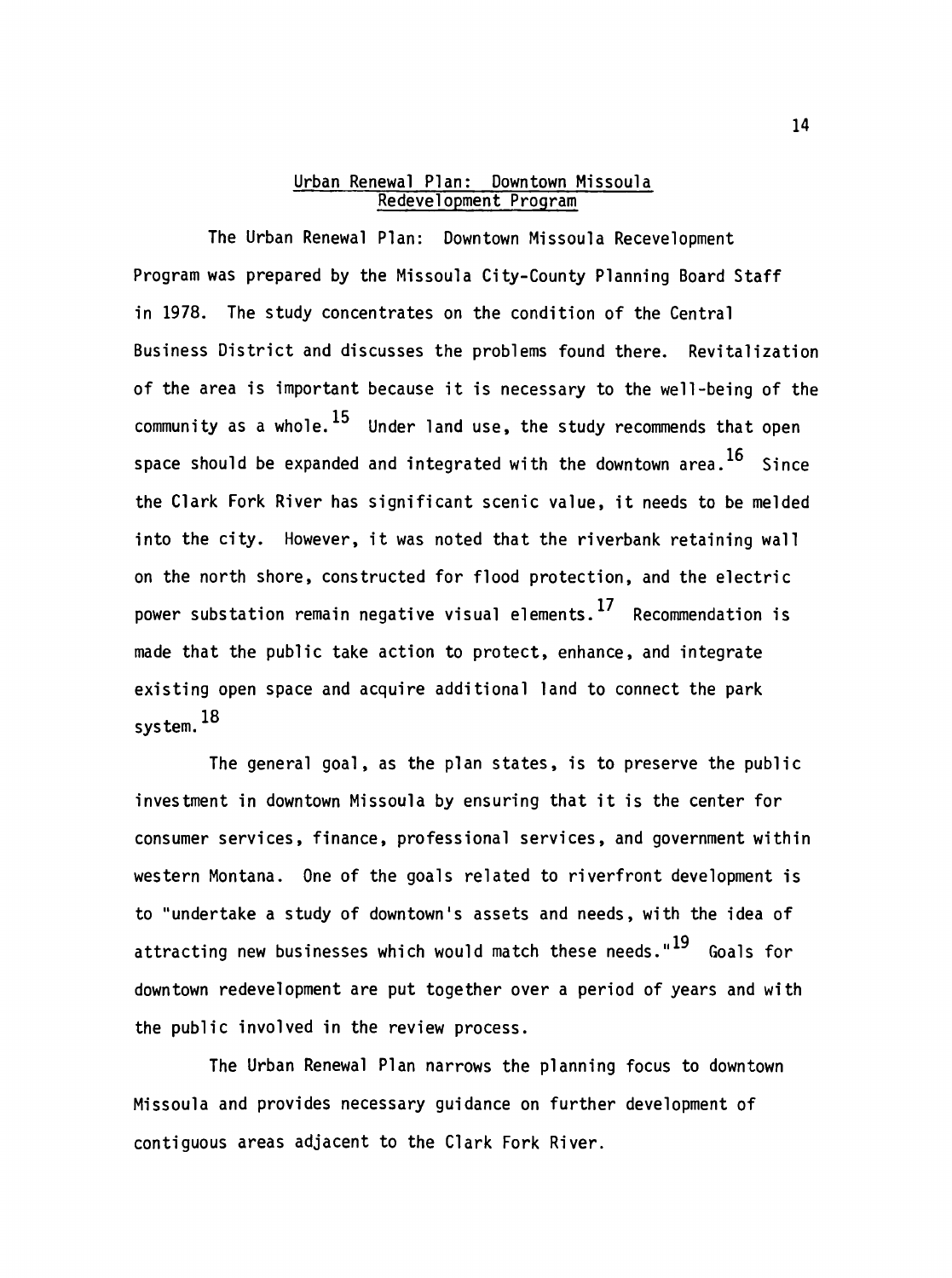## Urban Renewal Plan: Downtown Missoula Redevelopment Program

The Urban Renewal Plan: Downtown Missoula Recevelopment Program was prepared by the Missoula City-County Planning Board Staff in 1978. The study concentrates on the condition of the Central Business District and discusses the problems found there. Revitalization of the area is important because it is necessary to the well-being of the community as a whole.[15] Under land use, the study recommends that open space should be expanded and integrated with the downtown area.[16] Since the Clark Fork River has significant scenic value, it needs to be melded into the city. However, it was noted that the riverbank retaining wall on the north shore, constructed for flood protection, and the electric power substation remain negative visual elements.[17] Recommendation is made that the public take action to protect, enhance, and integrate existing open space and acquire additional land to connect the park system.[18]

The general goal, as the plan states, is to preserve the public investment in downtown Missoula by ensuring that it is the center for consumer services, finance, professional services, and government within western Montana. One of the goals related to riverfront development is to "undertake a study of downtown's assets and needs, with the idea of attracting new businesses which would match these needs."[19] Goals for downtown redevelopment are put together over a period of years and with the public involved in the review process.

The Urban Renewal Plan narrows the planning focus to downtown Missoula and provides necessary guidance on further development of contiguous areas adjacent to the Clark Fork River.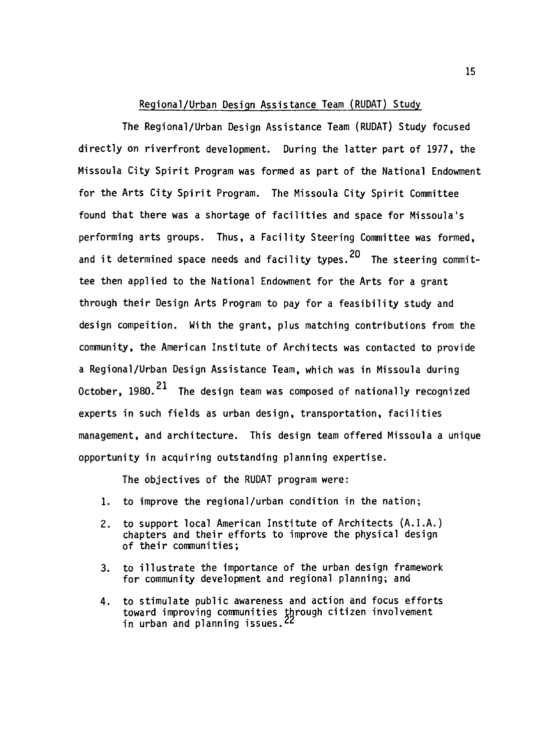## Regional/Urban Design Assistance Team (RUDAT) Study

The Regional/Urban Design Assistance Team (RUDAT) Study focused directly on riverfront development. During the latter part of 1977, the Missoula City Spirit Program was formed as part of the National Endowment for the Arts City Spirit Program. The Missoula City Spirit Committee found that there was a shortage of facilities and space for Missoula's performing arts groups. Thus, a Facility Steering Committee was formed, and it determined space needs and facility types.[20] The steering committee then applied to the National Endowment for the Arts for a grant through their Design Arts Program to pay for a feasibility study and design compeition. With the grant, plus matching contributions from the community, the American Institute of Architects was contacted to provide a Regional/Urban Design Assistance Team, which was in Missoula during October, 1980.[21] The design team was composed of nationally recognized experts in such fields as urban design, transportation, facilities management, and architecture. This design team offered Missoula a unique opportunity in acquiring outstanding planning expertise.

The objectives of the RUDAT program were:

1. to improve the regional/urban condition in the nation;
2. to support local American Institute of Architects (A.I.A.) chapters and their efforts to improve the physical design of their communities;
3. to illustrate the importance of the urban design framework for community development and regional planning; and
4. to stimulate public awareness and action and focus efforts toward improving communities through citizen involvement in urban and planning issues.[22]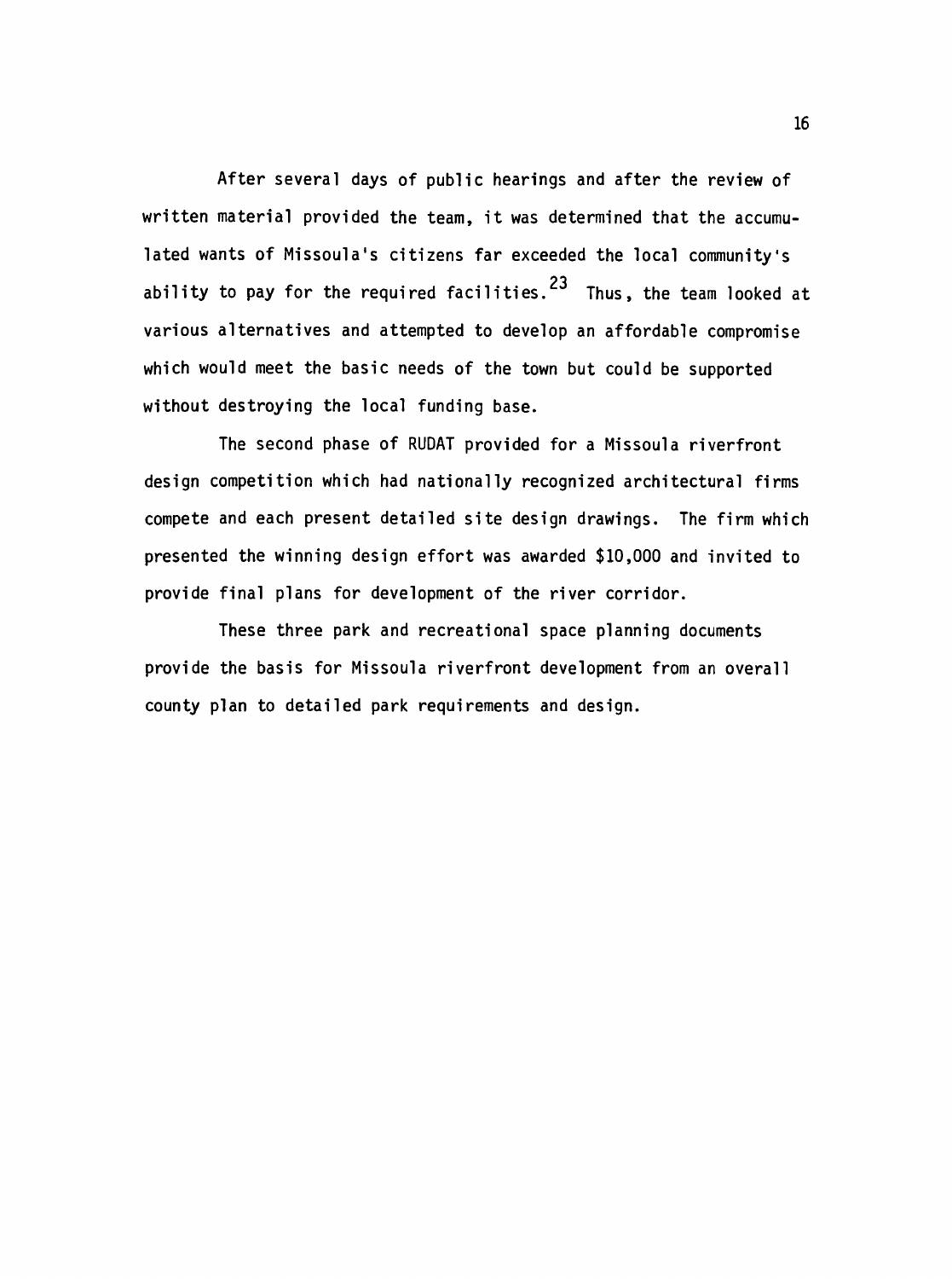After several days of public hearings and after the review of written material provided the team, it was determined that the accumulated wants of Missoula's citizens far exceeded the local community's ability to pay for the required facilities.[23] Thus, the team looked at various alternatives and attempted to develop an affordable compromise which would meet the basic needs of the town but could be supported without destroying the local funding base.

The second phase of RUDAT provided for a Missoula riverfront design competition which had nationally recognized architectural firms compete and each present detailed site design drawings. The firm which presented the winning design effort was awarded $10,000 and invited to provide final plans for development of the river corridor.

These three park and recreational space planning documents provide the basis for Missoula riverfront development from an overall county plan to detailed park requirements and design.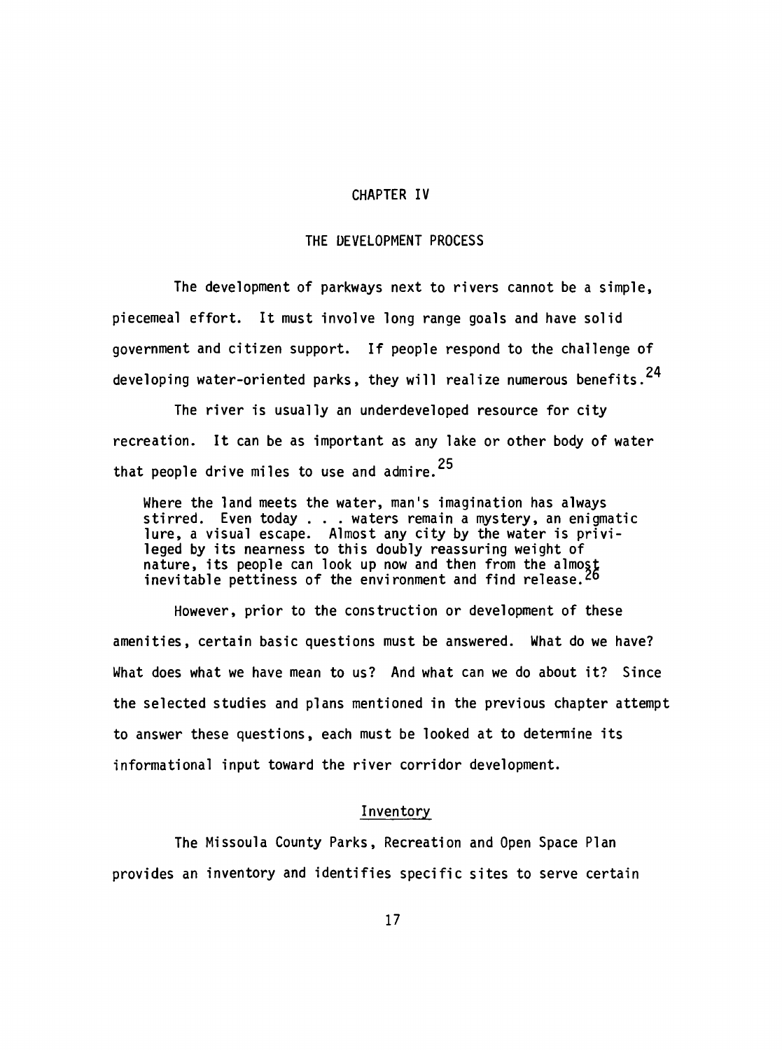# CHAPTER IV

## THE DEVELOPMENT PROCESS

The development of parkways next to rivers cannot be a simple, piecemeal effort. It must involve long range goals and have solid government and citizen support. If people respond to the challenge of developing water-oriented parks, they will realize numerous benefits.[24]

The river is usually an underdeveloped resource for city recreation. It can be as important as any lake or other body of water that people drive miles to use and admire.[25]

> Where the land meets the water, man's imagination has always stirred. Even today . . . waters remain a mystery, an enigmatic lure, a visual escape. Almost any city by the water is privileged by its nearness to this doubly reassuring weight of nature, its people can look up now and then from the almost inevitable pettiness of the environment and find release.[26]

However, prior to the construction or development of these amenities, certain basic questions must be answered. What do we have? What does what we have mean to us? And what can we do about it? Since the selected studies and plans mentioned in the previous chapter attempt to answer these questions, each must be looked at to determine its informational input toward the river corridor development.

### Inventory

The Missoula County Parks, Recreation and Open Space Plan provides an inventory and identifies specific sites to serve certain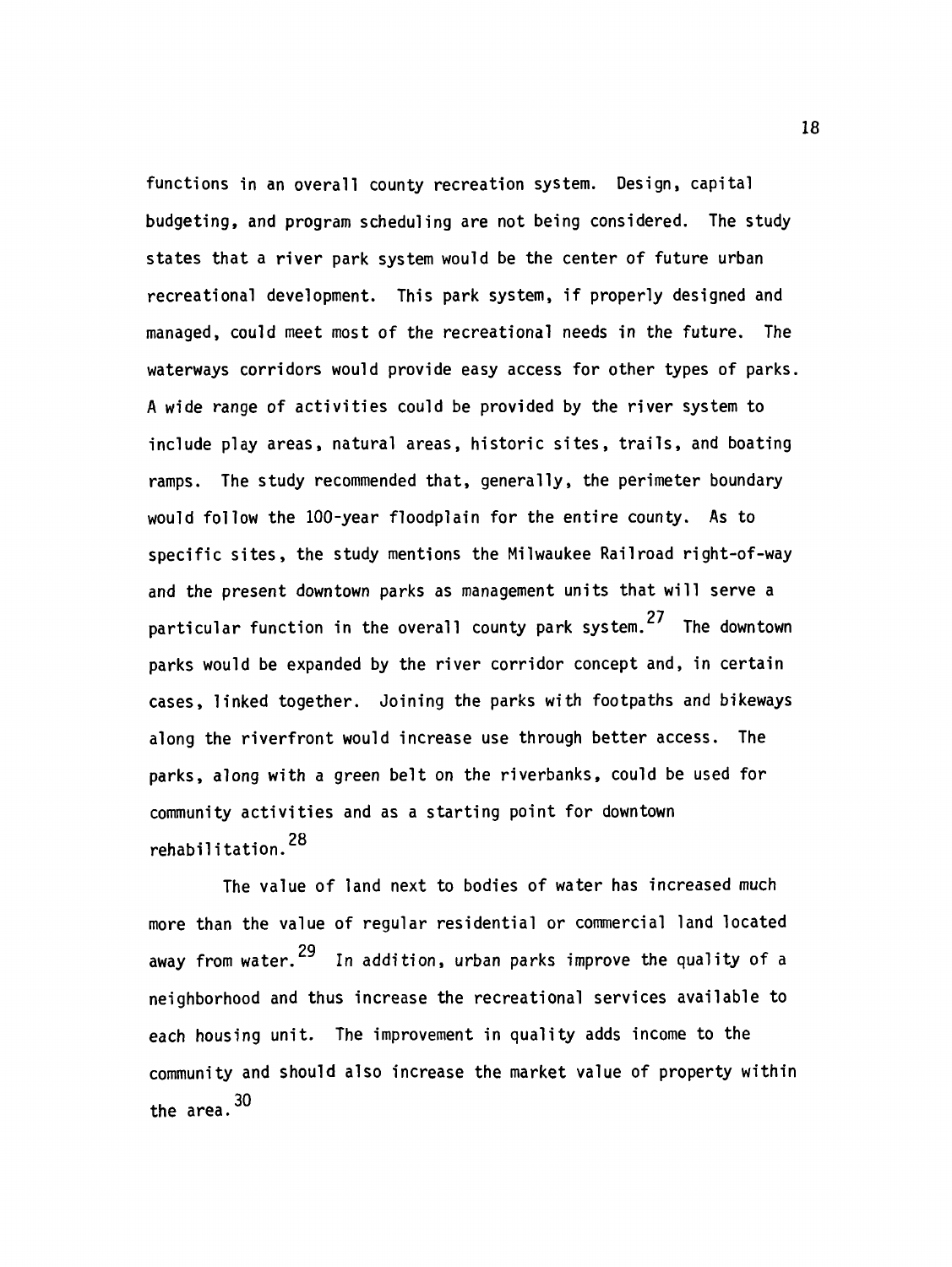functions in an overall county recreation system. Design, capital budgeting, and program scheduling are not being considered. The study states that a river park system would be the center of future urban recreational development. This park system, if properly designed and managed, could meet most of the recreational needs in the future. The waterways corridors would provide easy access for other types of parks. A wide range of activities could be provided by the river system to include play areas, natural areas, historic sites, trails, and boating ramps. The study recommended that, generally, the perimeter boundary would follow the 100-year floodplain for the entire county. As to specific sites, the study mentions the Milwaukee Railroad right-of-way and the present downtown parks as management units that will serve a particular function in the overall county park system.[27] The downtown parks would be expanded by the river corridor concept and, in certain cases, linked together. Joining the parks with footpaths and bikeways along the riverfront would increase use through better access. The parks, along with a green belt on the riverbanks, could be used for community activities and as a starting point for downtown rehabilitation.[28]

The value of land next to bodies of water has increased much more than the value of regular residential or commercial land located away from water.[29] In addition, urban parks improve the quality of a neighborhood and thus increase the recreational services available to each housing unit. The improvement in quality adds income to the community and should also increase the market value of property within the area.[30]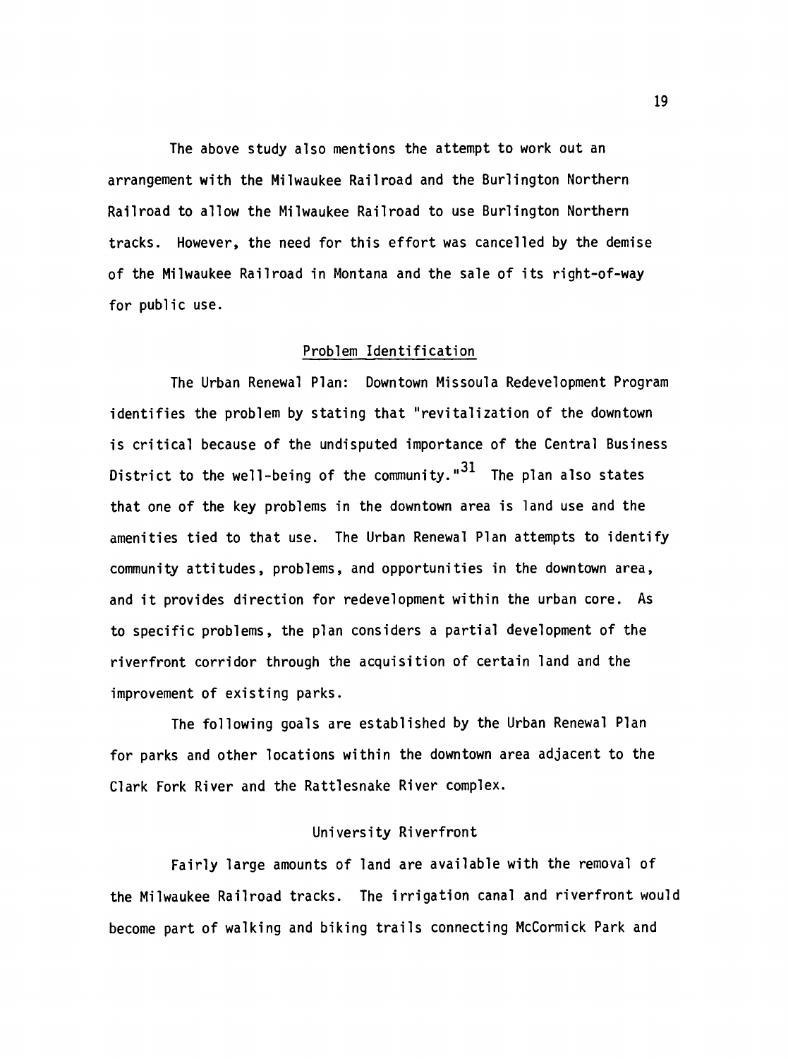The above study also mentions the attempt to work out an arrangement with the Milwaukee Railroad and the Burlington Northern Railroad to allow the Milwaukee Railroad to use Burlington Northern tracks. However, the need for this effort was cancelled by the demise of the Milwaukee Railroad in Montana and the sale of its right-of-way for public use.

## Problem Identification

The Urban Renewal Plan: Downtown Missoula Redevelopment Program identifies the problem by stating that "revitalization of the downtown is critical because of the undisputed importance of the Central Business District to the well-being of the community."[31] The plan also states that one of the key problems in the downtown area is land use and the amenities tied to that use. The Urban Renewal Plan attempts to identify community attitudes, problems, and opportunities in the downtown area, and it provides direction for redevelopment within the urban core. As to specific problems, the plan considers a partial development of the riverfront corridor through the acquisition of certain land and the improvement of existing parks.

The following goals are established by the Urban Renewal Plan for parks and other locations within the downtown area adjacent to the Clark Fork River and the Rattlesnake River complex.

### University Riverfront

Fairly large amounts of land are available with the removal of the Milwaukee Railroad tracks. The irrigation canal and riverfront would become part of walking and biking trails connecting McCormick Park and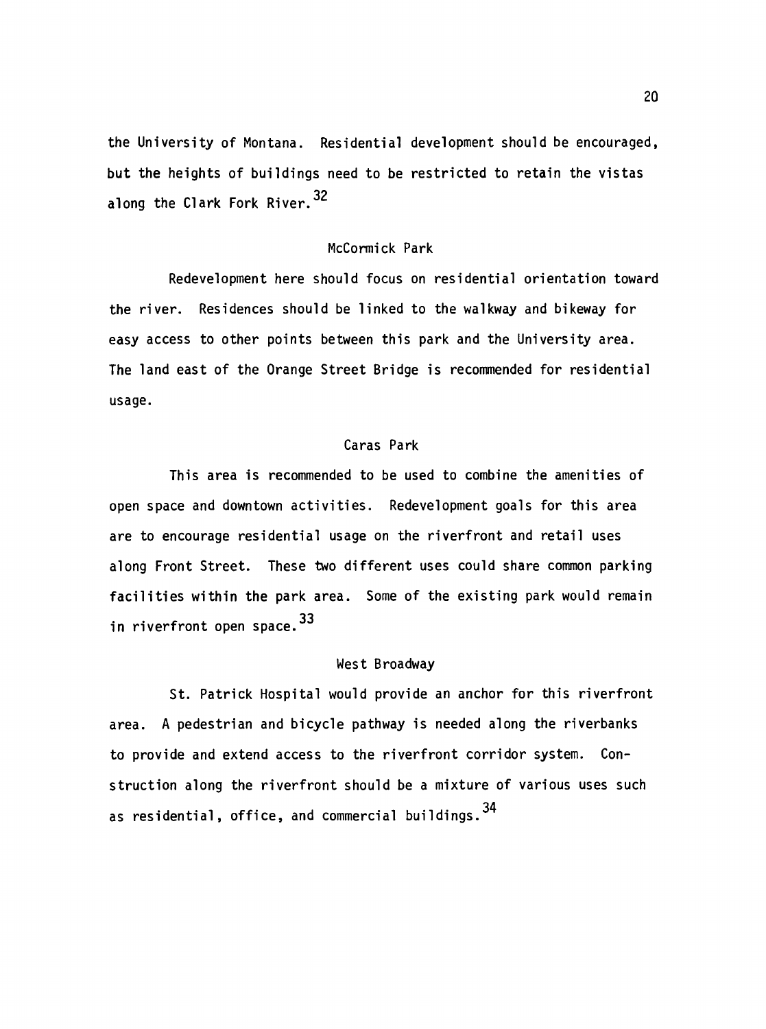the University of Montana. Residential development should be encouraged, but the heights of buildings need to be restricted to retain the vistas along the Clark Fork River.[32]

### McCormick Park

Redevelopment here should focus on residential orientation toward the river. Residences should be linked to the walkway and bikeway for easy access to other points between this park and the University area. The land east of the Orange Street Bridge is recommended for residential usage.

### Caras Park

This area is recommended to be used to combine the amenities of open space and downtown activities. Redevelopment goals for this area are to encourage residential usage on the riverfront and retail uses along Front Street. These two different uses could share common parking facilities within the park area. Some of the existing park would remain in riverfront open space.[33]

### West Broadway

St. Patrick Hospital would provide an anchor for this riverfront area. A pedestrian and bicycle pathway is needed along the riverbanks to provide and extend access to the riverfront corridor system. Construction along the riverfront should be a mixture of various uses such as residential, office, and commercial buildings.[34]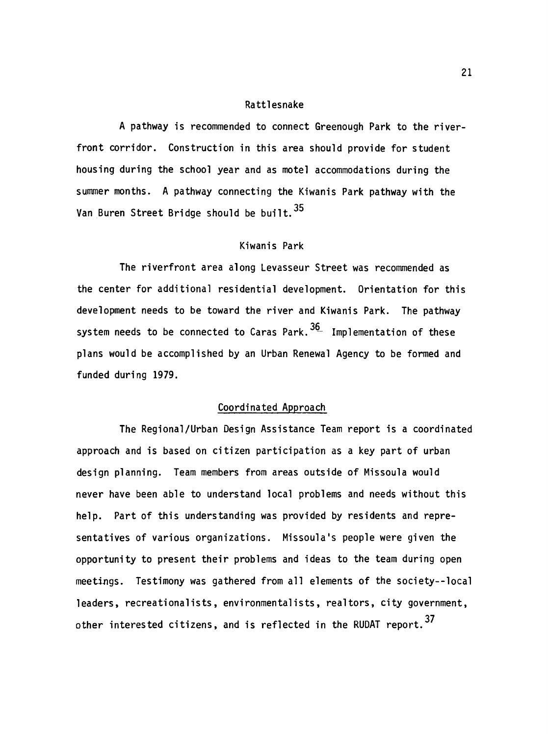### Rattlesnake

A pathway is recommended to connect Greenough Park to the riverfront corridor. Construction in this area should provide for student housing during the school year and as motel accommodations during the summer months. A pathway connecting the Kiwanis Park pathway with the Van Buren Street Bridge should be built.[35]

### Kiwanis Park

The riverfront area along Levasseur Street was recommended as the center for additional residential development. Orientation for this development needs to be toward the river and Kiwanis Park. The pathway system needs to be connected to Caras Park.[36] Implementation of these plans would be accomplished by an Urban Renewal Agency to be formed and funded during 1979.

### Coordinated Approach

The Regional/Urban Design Assistance Team report is a coordinated approach and is based on citizen participation as a key part of urban design planning. Team members from areas outside of Missoula would never have been able to understand local problems and needs without this help. Part of this understanding was provided by residents and representatives of various organizations. Missoula's people were given the opportunity to present their problems and ideas to the team during open meetings. Testimony was gathered from all elements of the society--local leaders, recreationalists, environmentalists, realtors, city government, other interested citizens, and is reflected in the RUDAT report.[37]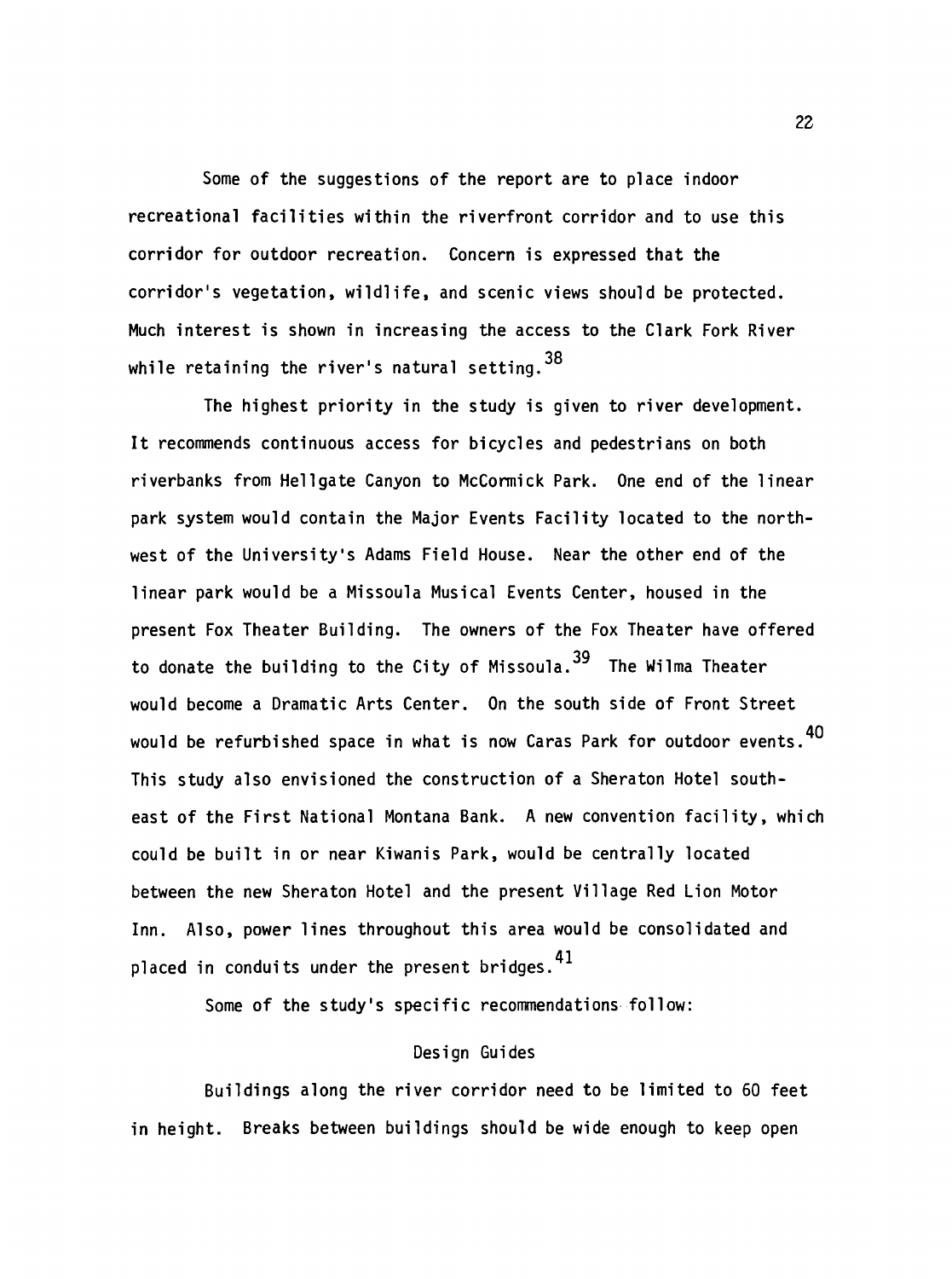Some of the suggestions of the report are to place indoor recreational facilities within the riverfront corridor and to use this corridor for outdoor recreation. Concern is expressed that the corridor's vegetation, wildlife, and scenic views should be protected. Much interest is shown in increasing the access to the Clark Fork River while retaining the river's natural setting.[38]

The highest priority in the study is given to river development. It recommends continuous access for bicycles and pedestrians on both riverbanks from Hellgate Canyon to McCormick Park. One end of the linear park system would contain the Major Events Facility located to the northwest of the University's Adams Field House. Near the other end of the linear park would be a Missoula Musical Events Center, housed in the present Fox Theater Building. The owners of the Fox Theater have offered to donate the building to the City of Missoula.[39] The Wilma Theater would become a Dramatic Arts Center. On the south side of Front Street would be refurbished space in what is now Caras Park for outdoor events.[40] This study also envisioned the construction of a Sheraton Hotel southeast of the First National Montana Bank. A new convention facility, which could be built in or near Kiwanis Park, would be centrally located between the new Sheraton Hotel and the present Village Red Lion Motor Inn. Also, power lines throughout this area would be consolidated and placed in conduits under the present bridges.[41]

Some of the study's specific recommendations follow:

## Design Guides

Buildings along the river corridor need to be limited to 60 feet in height. Breaks between buildings should be wide enough to keep open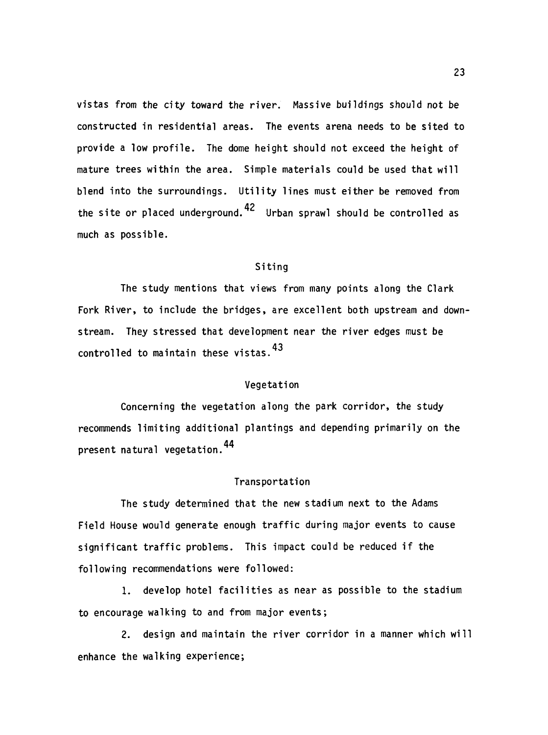vistas from the city toward the river. Massive buildings should not be constructed in residential areas. The events arena needs to be sited to provide a low profile. The dome height should not exceed the height of mature trees within the area. Simple materials could be used that will blend into the surroundings. Utility lines must either be removed from the site or placed underground.[42] Urban sprawl should be controlled as much as possible.

### Siting

The study mentions that views from many points along the Clark Fork River, to include the bridges, are excellent both upstream and downstream. They stressed that development near the river edges must be controlled to maintain these vistas.[43]

### Vegetation

Concerning the vegetation along the park corridor, the study recommends limiting additional plantings and depending primarily on the present natural vegetation.[44]

### Transportation

The study determined that the new stadium next to the Adams Field House would generate enough traffic during major events to cause significant traffic problems. This impact could be reduced if the following recommendations were followed:

1. develop hotel facilities as near as possible to the stadium to encourage walking to and from major events;

2. design and maintain the river corridor in a manner which will enhance the walking experience;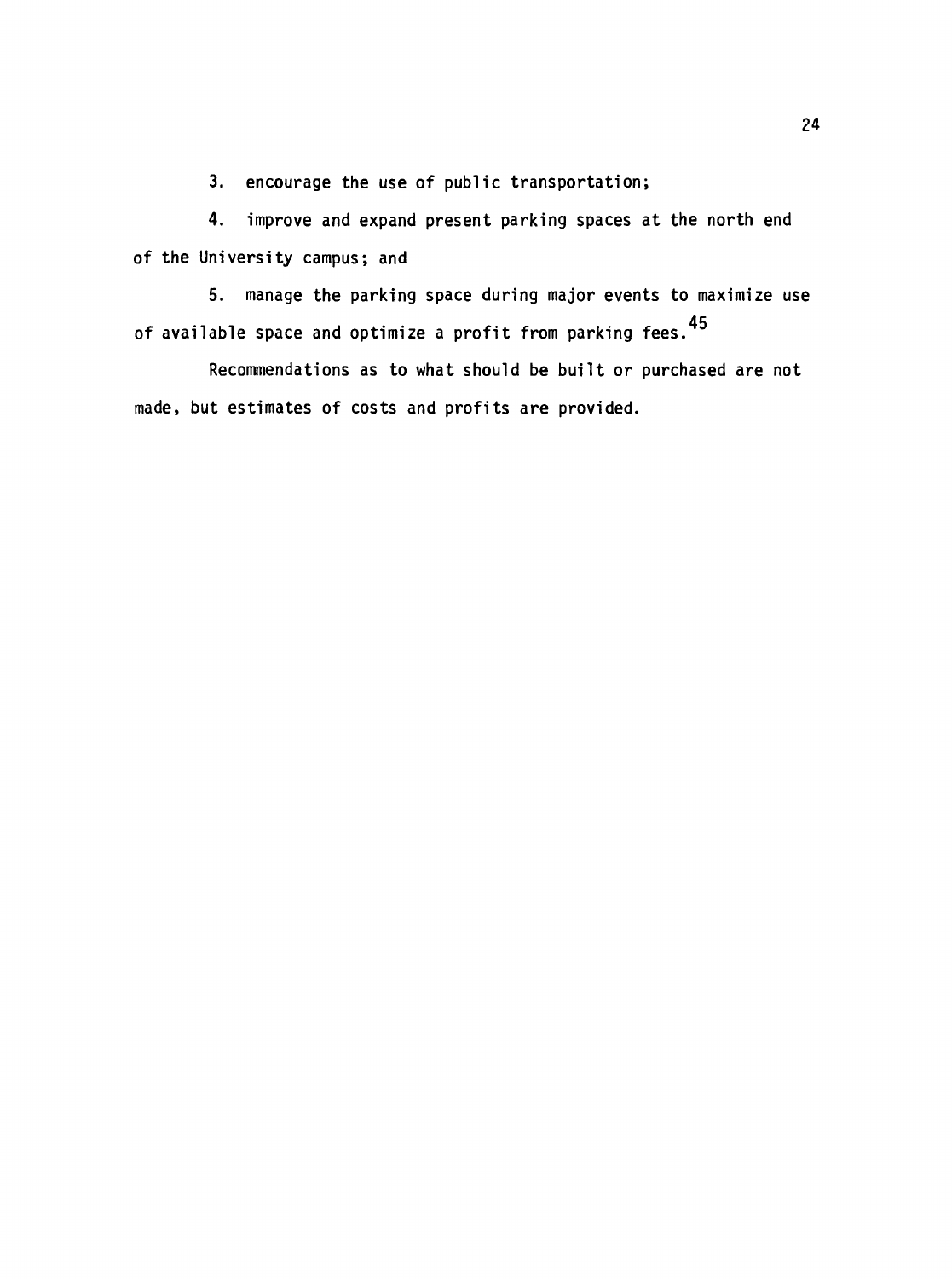3. encourage the use of public transportation;

4. improve and expand present parking spaces at the north end of the University campus; and

5. manage the parking space during major events to maximize use of available space and optimize a profit from parking fees.[45]

Recommendations as to what should be built or purchased are not made, but estimates of costs and profits are provided.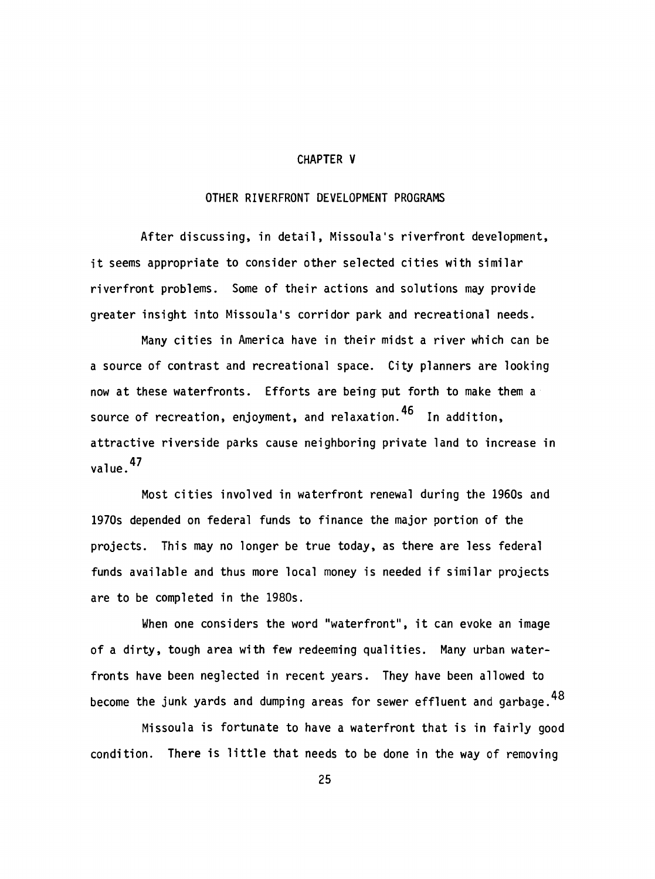# CHAPTER V

## OTHER RIVERFRONT DEVELOPMENT PROGRAMS

After discussing, in detail, Missoula's riverfront development, it seems appropriate to consider other selected cities with similar riverfront problems. Some of their actions and solutions may provide greater insight into Missoula's corridor park and recreational needs.

Many cities in America have in their midst a river which can be a source of contrast and recreational space. City planners are looking now at these waterfronts. Efforts are being put forth to make them a source of recreation, enjoyment, and relaxation.[46] In addition, attractive riverside parks cause neighboring private land to increase in value.[47]

Most cities involved in waterfront renewal during the 1960s and 1970s depended on federal funds to finance the major portion of the projects. This may no longer be true today, as there are less federal funds available and thus more local money is needed if similar projects are to be completed in the 1980s.

When one considers the word "waterfront", it can evoke an image of a dirty, tough area with few redeeming qualities. Many urban waterfronts have been neglected in recent years. They have been allowed to become the junk yards and dumping areas for sewer effluent and garbage.[48]

Missoula is fortunate to have a waterfront that is in fairly good condition. There is little that needs to be done in the way of removing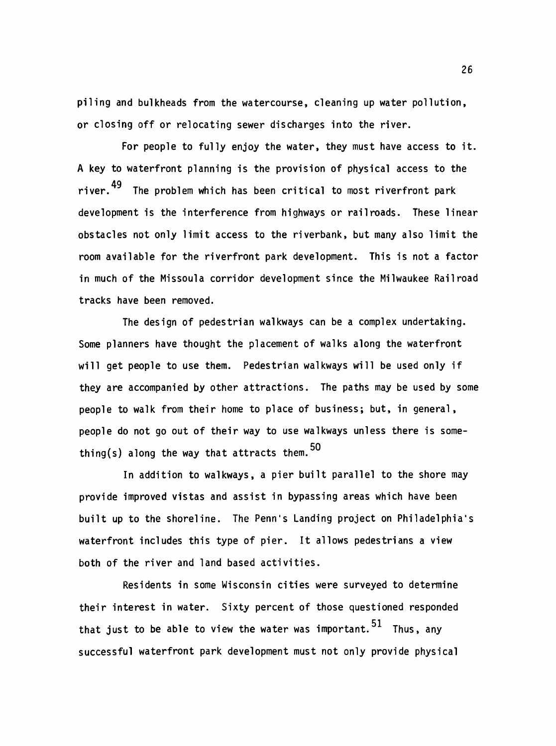piling and bulkheads from the watercourse, cleaning up water pollution, or closing off or relocating sewer discharges into the river.

For people to fully enjoy the water, they must have access to it. A key to waterfront planning is the provision of physical access to the river.[49] The problem which has been critical to most riverfront park development is the interference from highways or railroads. These linear obstacles not only limit access to the riverbank, but many also limit the room available for the riverfront park development. This is not a factor in much of the Missoula corridor development since the Milwaukee Railroad tracks have been removed.

The design of pedestrian walkways can be a complex undertaking. Some planners have thought the placement of walks along the waterfront will get people to use them. Pedestrian walkways will be used only if they are accompanied by other attractions. The paths may be used by some people to walk from their home to place of business; but, in general, people do not go out of their way to use walkways unless there is something(s) along the way that attracts them.[50]

In addition to walkways, a pier built parallel to the shore may provide improved vistas and assist in bypassing areas which have been built up to the shoreline. The Penn's Landing project on Philadelphia's waterfront includes this type of pier. It allows pedestrians a view both of the river and land based activities.

Residents in some Wisconsin cities were surveyed to determine their interest in water. Sixty percent of those questioned responded that just to be able to view the water was important.[51] Thus, any successful waterfront park development must not only provide physical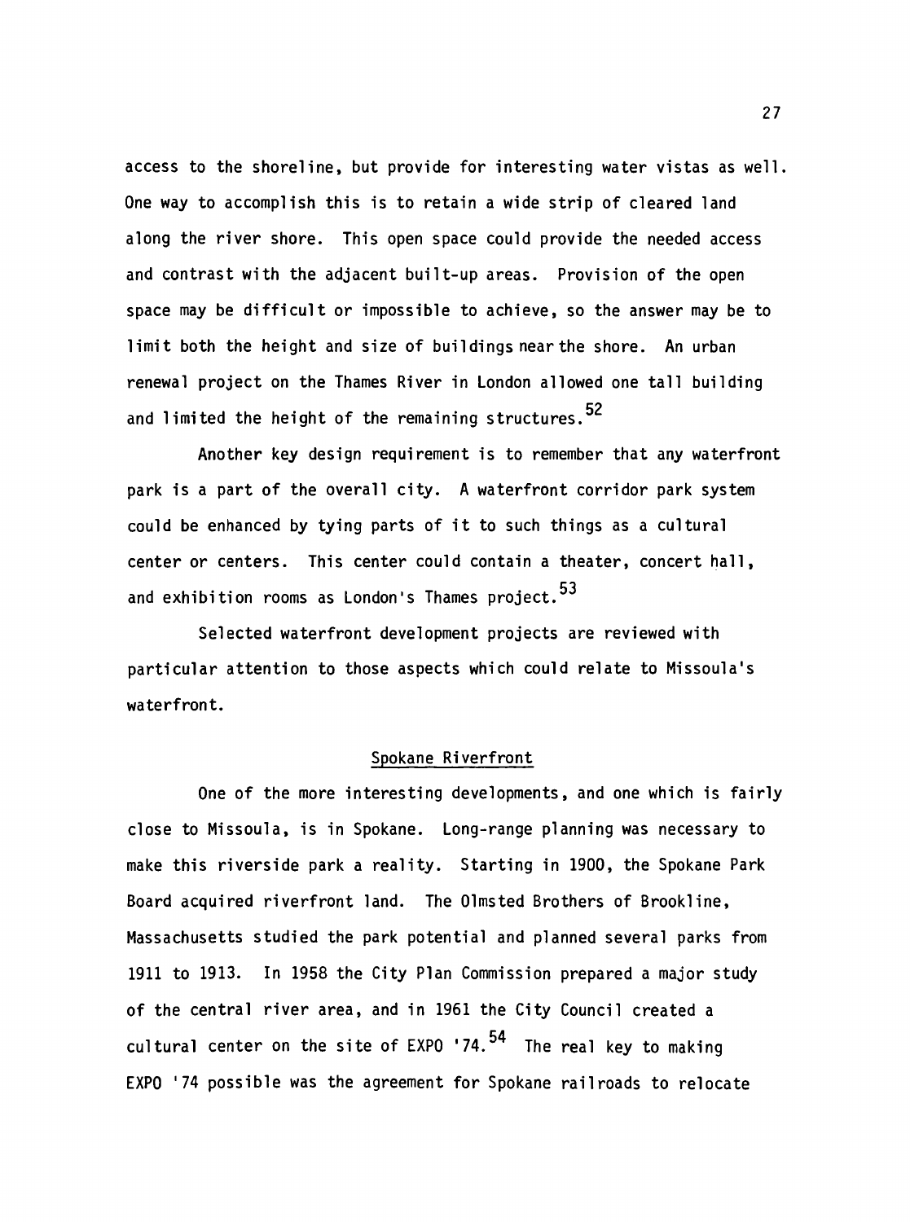access to the shoreline, but provide for interesting water vistas as well. One way to accomplish this is to retain a wide strip of cleared land along the river shore. This open space could provide the needed access and contrast with the adjacent built-up areas. Provision of the open space may be difficult or impossible to achieve, so the answer may be to limit both the height and size of buildings near the shore. An urban renewal project on the Thames River in London allowed one tall building and limited the height of the remaining structures.[52]

Another key design requirement is to remember that any waterfront park is a part of the overall city. A waterfront corridor park system could be enhanced by tying parts of it to such things as a cultural center or centers. This center could contain a theater, concert hall, and exhibition rooms as London's Thames project.[53]

Selected waterfront development projects are reviewed with particular attention to those aspects which could relate to Missoula's waterfront.

## Spokane Riverfront

One of the more interesting developments, and one which is fairly close to Missoula, is in Spokane. Long-range planning was necessary to make this riverside park a reality. Starting in 1900, the Spokane Park Board acquired riverfront land. The Olmsted Brothers of Brookline, Massachusetts studied the park potential and planned several parks from 1911 to 1913. In 1958 the City Plan Commission prepared a major study of the central river area, and in 1961 the City Council created a cultural center on the site of EXPO '74.[54] The real key to making EXPO '74 possible was the agreement for Spokane railroads to relocate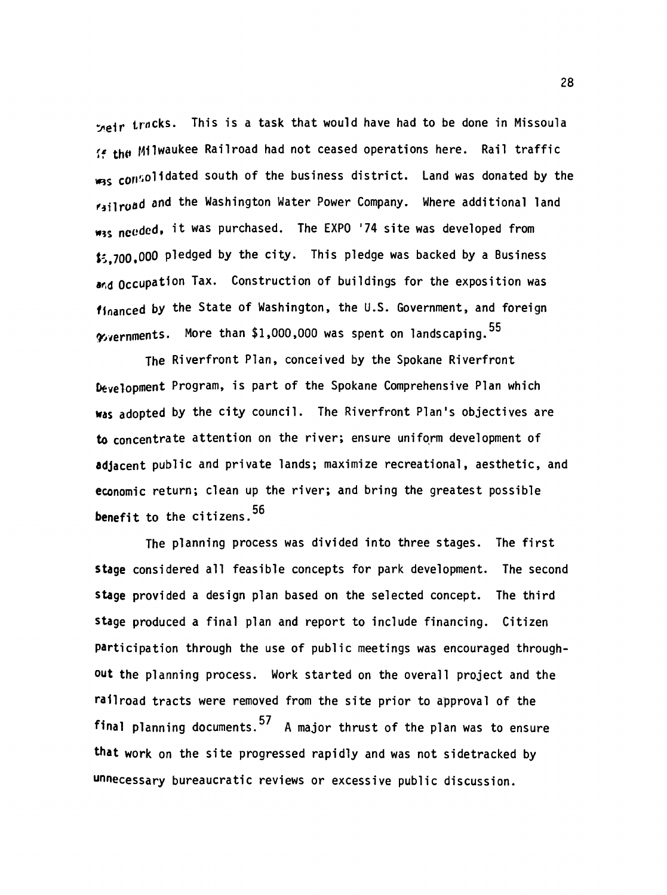their tracks. This is a task that would have had to be done in Missoula if the Milwaukee Railroad had not ceased operations here. Rail traffic was consolidated south of the business district. Land was donated by the railroad and the Washington Water Power Company. Where additional land was needed, it was purchased. The EXPO '74 site was developed from $5,700,000 pledged by the city. This pledge was backed by a Business and Occupation Tax. Construction of buildings for the exposition was financed by the State of Washington, the U.S. Government, and foreign governments. More than $1,000,000 was spent on landscaping.[55]

The Riverfront Plan, conceived by the Spokane Riverfront Development Program, is part of the Spokane Comprehensive Plan which was adopted by the city council. The Riverfront Plan's objectives are to concentrate attention on the river; ensure uniform development of adjacent public and private lands; maximize recreational, aesthetic, and economic return; clean up the river; and bring the greatest possible benefit to the citizens.[56]

The planning process was divided into three stages. The first stage considered all feasible concepts for park development. The second stage provided a design plan based on the selected concept. The third stage produced a final plan and report to include financing. Citizen participation through the use of public meetings was encouraged throughout the planning process. Work started on the overall project and the railroad tracts were removed from the site prior to approval of the final planning documents.[57] A major thrust of the plan was to ensure that work on the site progressed rapidly and was not sidetracked by unnecessary bureaucratic reviews or excessive public discussion.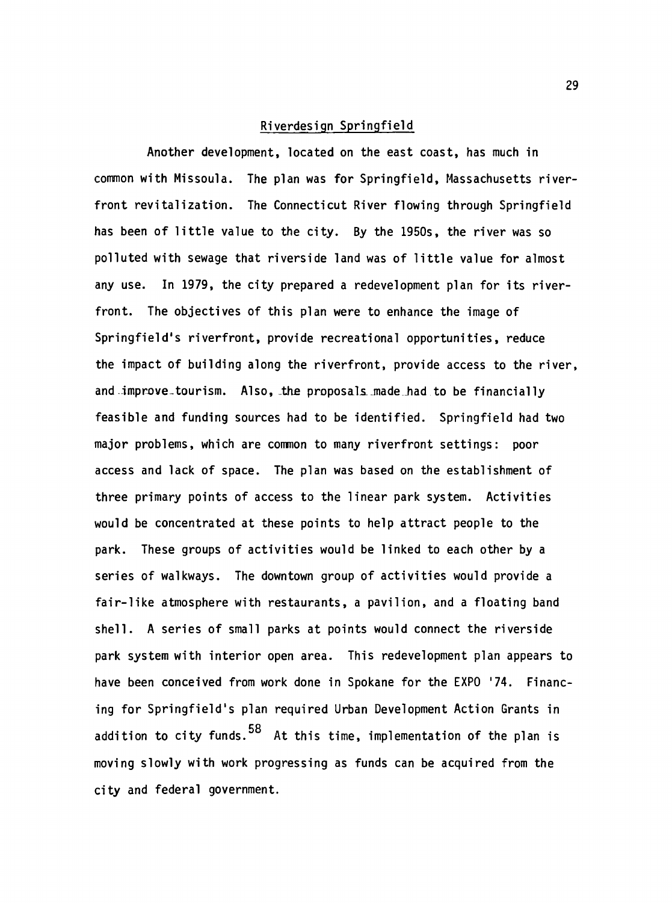## Riverdesign Springfield

Another development, located on the east coast, has much in common with Missoula. The plan was for Springfield, Massachusetts riverfront revitalization. The Connecticut River flowing through Springfield has been of little value to the city. By the 1950s, the river was so polluted with sewage that riverside land was of little value for almost any use. In 1979, the city prepared a redevelopment plan for its riverfront. The objectives of this plan were to enhance the image of Springfield's riverfront, provide recreational opportunities, reduce the impact of building along the riverfront, provide access to the river, and improve tourism. Also, the proposals made had to be financially feasible and funding sources had to be identified. Springfield had two major problems, which are common to many riverfront settings: poor access and lack of space. The plan was based on the establishment of three primary points of access to the linear park system. Activities would be concentrated at these points to help attract people to the park. These groups of activities would be linked to each other by a series of walkways. The downtown group of activities would provide a fair-like atmosphere with restaurants, a pavilion, and a floating band shell. A series of small parks at points would connect the riverside park system with interior open area. This redevelopment plan appears to have been conceived from work done in Spokane for the EXPO '74. Financing for Springfield's plan required Urban Development Action Grants in addition to city funds.[58] At this time, implementation of the plan is moving slowly with work progressing as funds can be acquired from the city and federal government.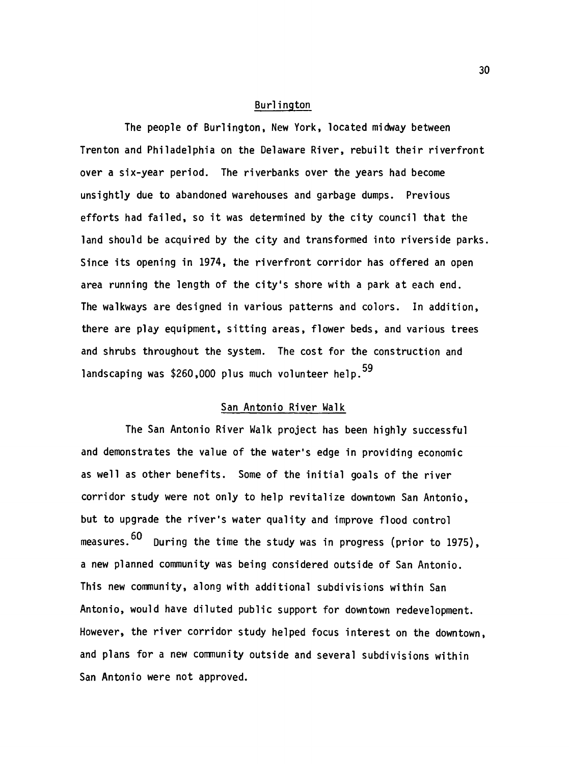## Burlington

The people of Burlington, New York, located midway between Trenton and Philadelphia on the Delaware River, rebuilt their riverfront over a six-year period. The riverbanks over the years had become unsightly due to abandoned warehouses and garbage dumps. Previous efforts had failed, so it was determined by the city council that the land should be acquired by the city and transformed into riverside parks. Since its opening in 1974, the riverfront corridor has offered an open area running the length of the city's shore with a park at each end. The walkways are designed in various patterns and colors. In addition, there are play equipment, sitting areas, flower beds, and various trees and shrubs throughout the system. The cost for the construction and landscaping was $260,000 plus much volunteer help.[59]

## San Antonio River Walk

The San Antonio River Walk project has been highly successful and demonstrates the value of the water's edge in providing economic as well as other benefits. Some of the initial goals of the river corridor study were not only to help revitalize downtown San Antonio, but to upgrade the river's water quality and improve flood control measures.[60] During the time the study was in progress (prior to 1975), a new planned community was being considered outside of San Antonio. This new community, along with additional subdivisions within San Antonio, would have diluted public support for downtown redevelopment. However, the river corridor study helped focus interest on the downtown, and plans for a new community outside and several subdivisions within San Antonio were not approved.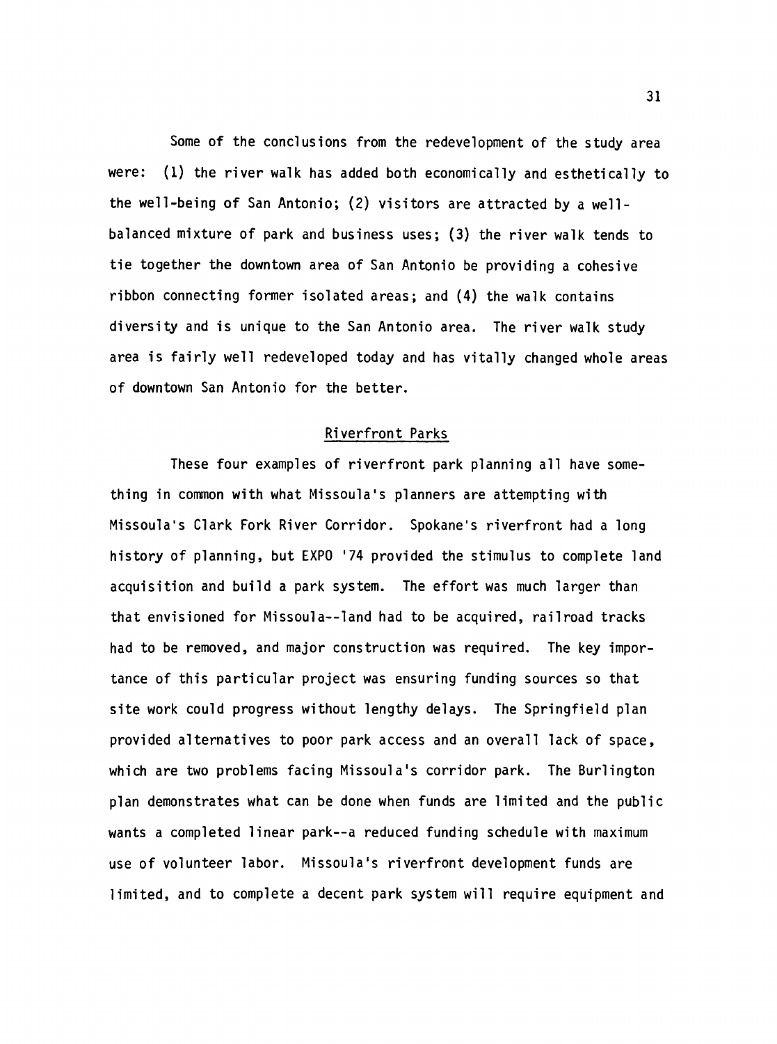Some of the conclusions from the redevelopment of the study area were: (1) the river walk has added both economically and esthetically to the well-being of San Antonio; (2) visitors are attracted by a well-balanced mixture of park and business uses; (3) the river walk tends to tie together the downtown area of San Antonio be providing a cohesive ribbon connecting former isolated areas; and (4) the walk contains diversity and is unique to the San Antonio area. The river walk study area is fairly well redeveloped today and has vitally changed whole areas of downtown San Antonio for the better.

## Riverfront Parks

These four examples of riverfront park planning all have something in common with what Missoula's planners are attempting with Missoula's Clark Fork River Corridor. Spokane's riverfront had a long history of planning, but EXPO '74 provided the stimulus to complete land acquisition and build a park system. The effort was much larger than that envisioned for Missoula--land had to be acquired, railroad tracks had to be removed, and major construction was required. The key importance of this particular project was ensuring funding sources so that site work could progress without lengthy delays. The Springfield plan provided alternatives to poor park access and an overall lack of space, which are two problems facing Missoula's corridor park. The Burlington plan demonstrates what can be done when funds are limited and the public wants a completed linear park--a reduced funding schedule with maximum use of volunteer labor. Missoula's riverfront development funds are limited, and to complete a decent park system will require equipment and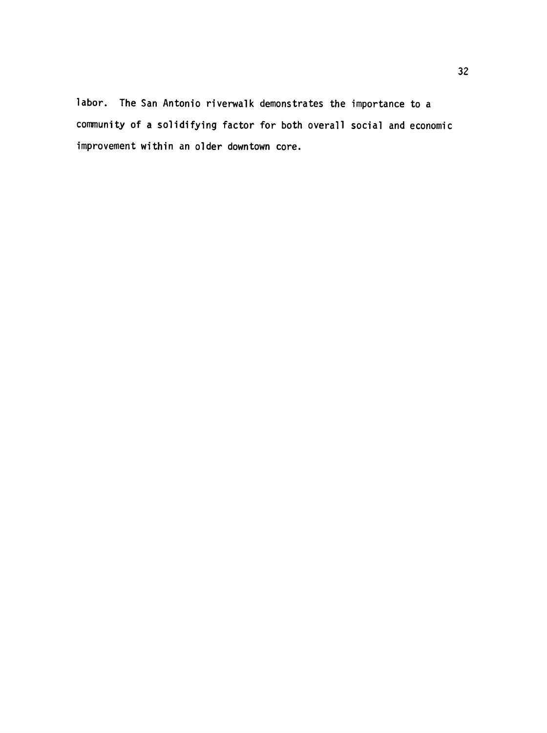labor. The San Antonio riverwalk demonstrates the importance to a community of a solidifying factor for both overall social and economic improvement within an older downtown core.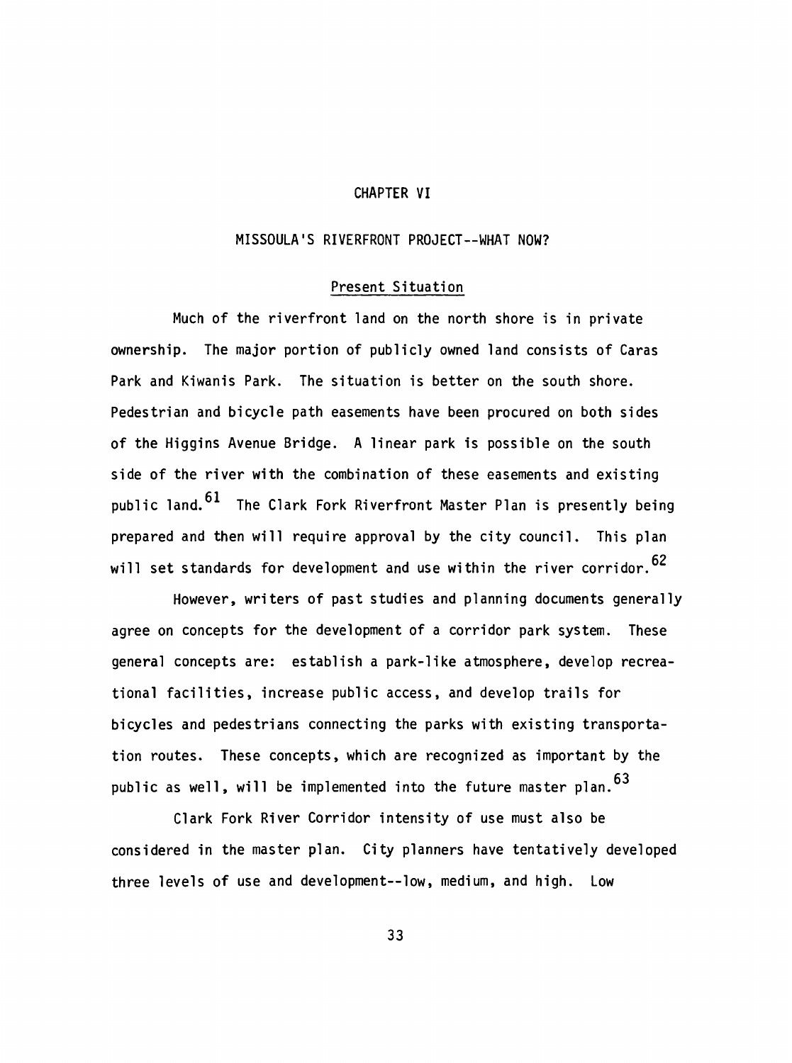# CHAPTER VI

## MISSOULA'S RIVERFRONT PROJECT--WHAT NOW?

### Present Situation

Much of the riverfront land on the north shore is in private ownership. The major portion of publicly owned land consists of Caras Park and Kiwanis Park. The situation is better on the south shore. Pedestrian and bicycle path easements have been procured on both sides of the Higgins Avenue Bridge. A linear park is possible on the south side of the river with the combination of these easements and existing public land.[61] The Clark Fork Riverfront Master Plan is presently being prepared and then will require approval by the city council. This plan will set standards for development and use within the river corridor.[62]

However, writers of past studies and planning documents generally agree on concepts for the development of a corridor park system. These general concepts are: establish a park-like atmosphere, develop recreational facilities, increase public access, and develop trails for bicycles and pedestrians connecting the parks with existing transportation routes. These concepts, which are recognized as important by the public as well, will be implemented into the future master plan.[63]

Clark Fork River Corridor intensity of use must also be considered in the master plan. City planners have tentatively developed three levels of use and development--low, medium, and high. Low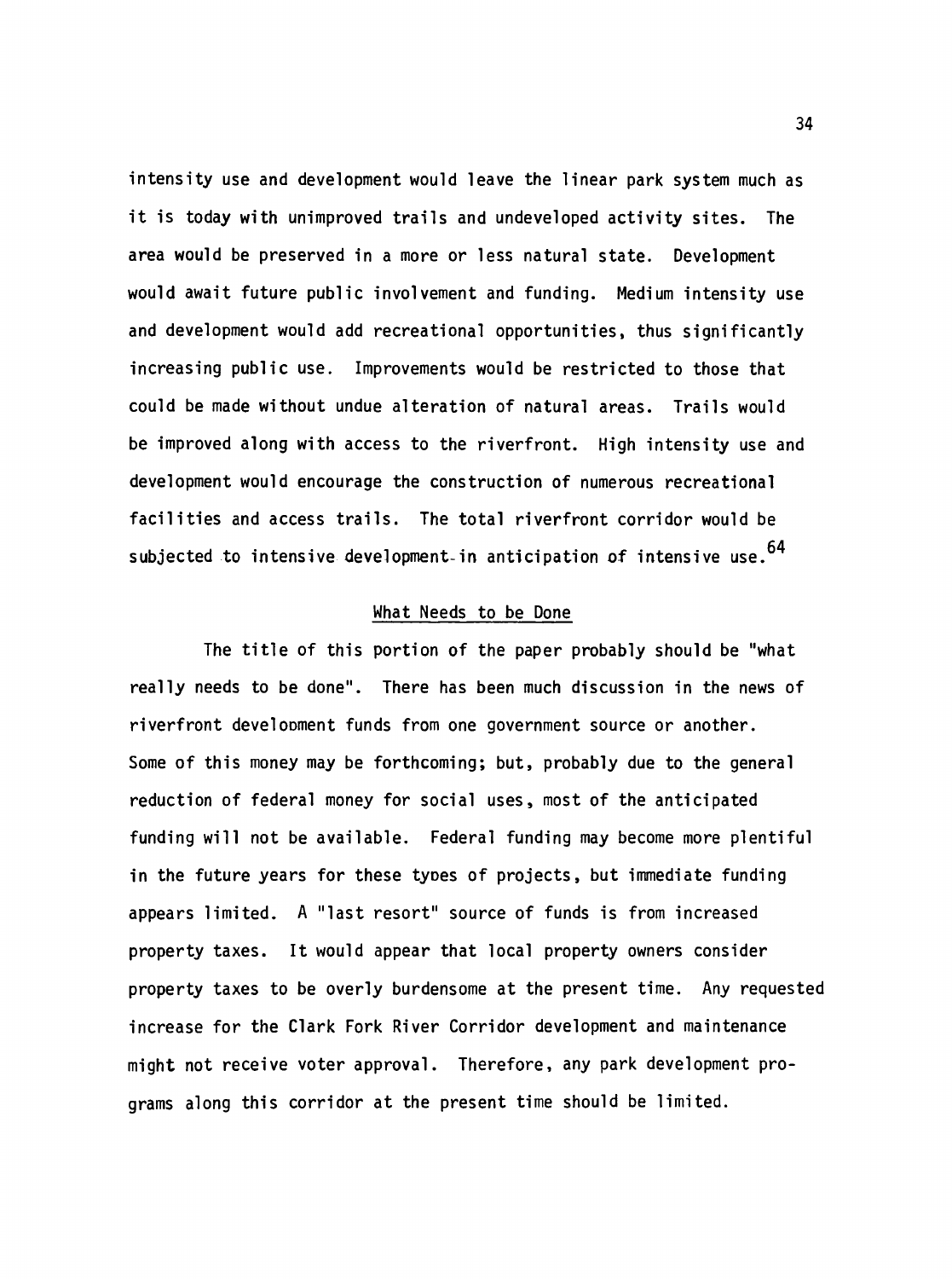intensity use and development would leave the linear park system much as it is today with unimproved trails and undeveloped activity sites. The area would be preserved in a more or less natural state. Development would await future public involvement and funding. Medium intensity use and development would add recreational opportunities, thus significantly increasing public use. Improvements would be restricted to those that could be made without undue alteration of natural areas. Trails would be improved along with access to the riverfront. High intensity use and development would encourage the construction of numerous recreational facilities and access trails. The total riverfront corridor would be subjected to intensive development in anticipation of intensive use.[64]

## What Needs to be Done

The title of this portion of the paper probably should be "what really needs to be done". There has been much discussion in the news of riverfront development funds from one government source or another. Some of this money may be forthcoming; but, probably due to the general reduction of federal money for social uses, most of the anticipated funding will not be available. Federal funding may become more plentiful in the future years for these types of projects, but immediate funding appears limited. A "last resort" source of funds is from increased property taxes. It would appear that local property owners consider property taxes to be overly burdensome at the present time. Any requested increase for the Clark Fork River Corridor development and maintenance might not receive voter approval. Therefore, any park development programs along this corridor at the present time should be limited.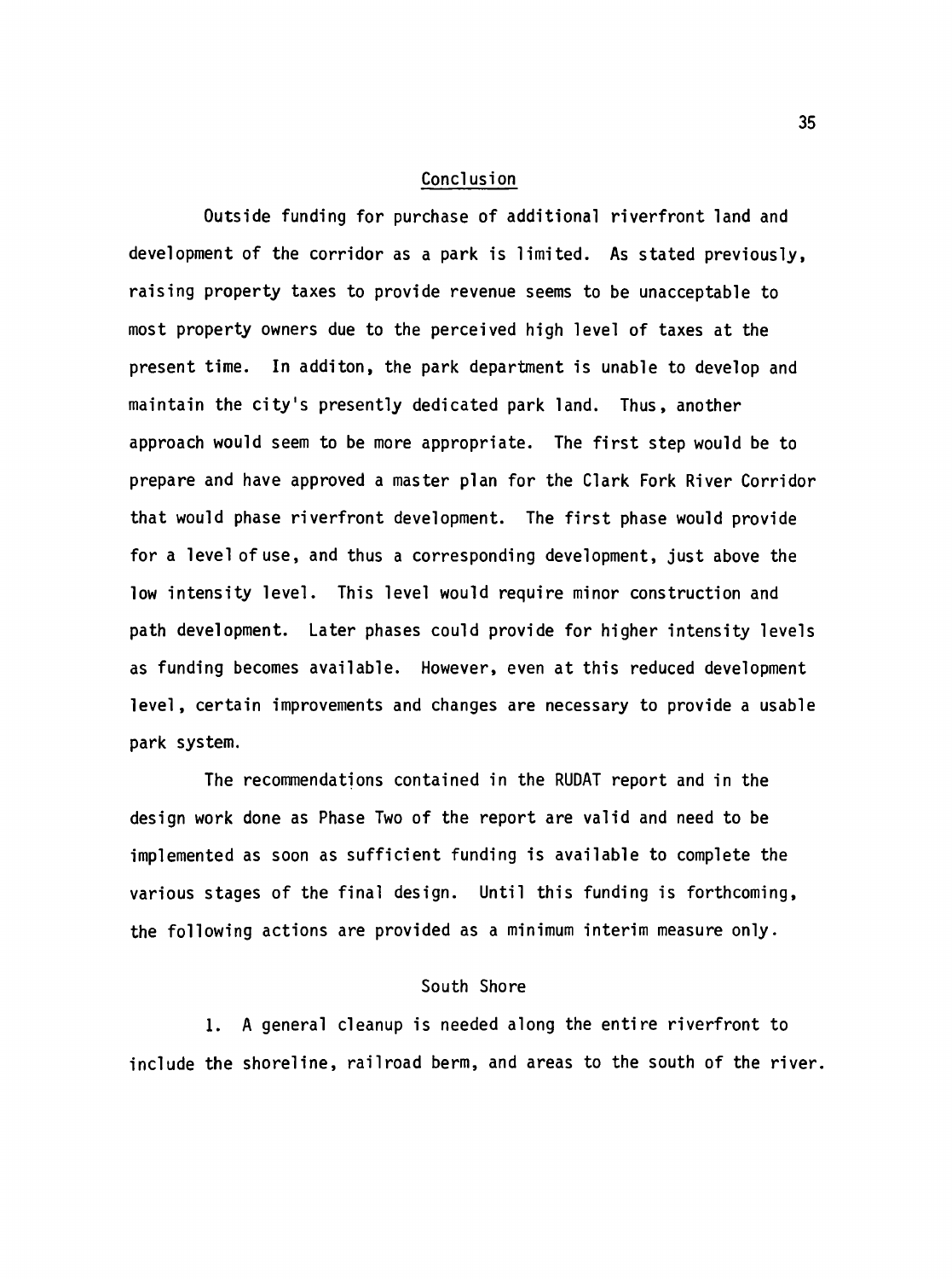## Conclusion

Outside funding for purchase of additional riverfront land and development of the corridor as a park is limited. As stated previously, raising property taxes to provide revenue seems to be unacceptable to most property owners due to the perceived high level of taxes at the present time. In additon, the park department is unable to develop and maintain the city's presently dedicated park land. Thus, another approach would seem to be more appropriate. The first step would be to prepare and have approved a master plan for the Clark Fork River Corridor that would phase riverfront development. The first phase would provide for a level of use, and thus a corresponding development, just above the low intensity level. This level would require minor construction and path development. Later phases could provide for higher intensity levels as funding becomes available. However, even at this reduced development level, certain improvements and changes are necessary to provide a usable park system.

The recommendations contained in the RUDAT report and in the design work done as Phase Two of the report are valid and need to be implemented as soon as sufficient funding is available to complete the various stages of the final design. Until this funding is forthcoming, the following actions are provided as a minimum interim measure only.

### South Shore

1. A general cleanup is needed along the entire riverfront to include the shoreline, railroad berm, and areas to the south of the river.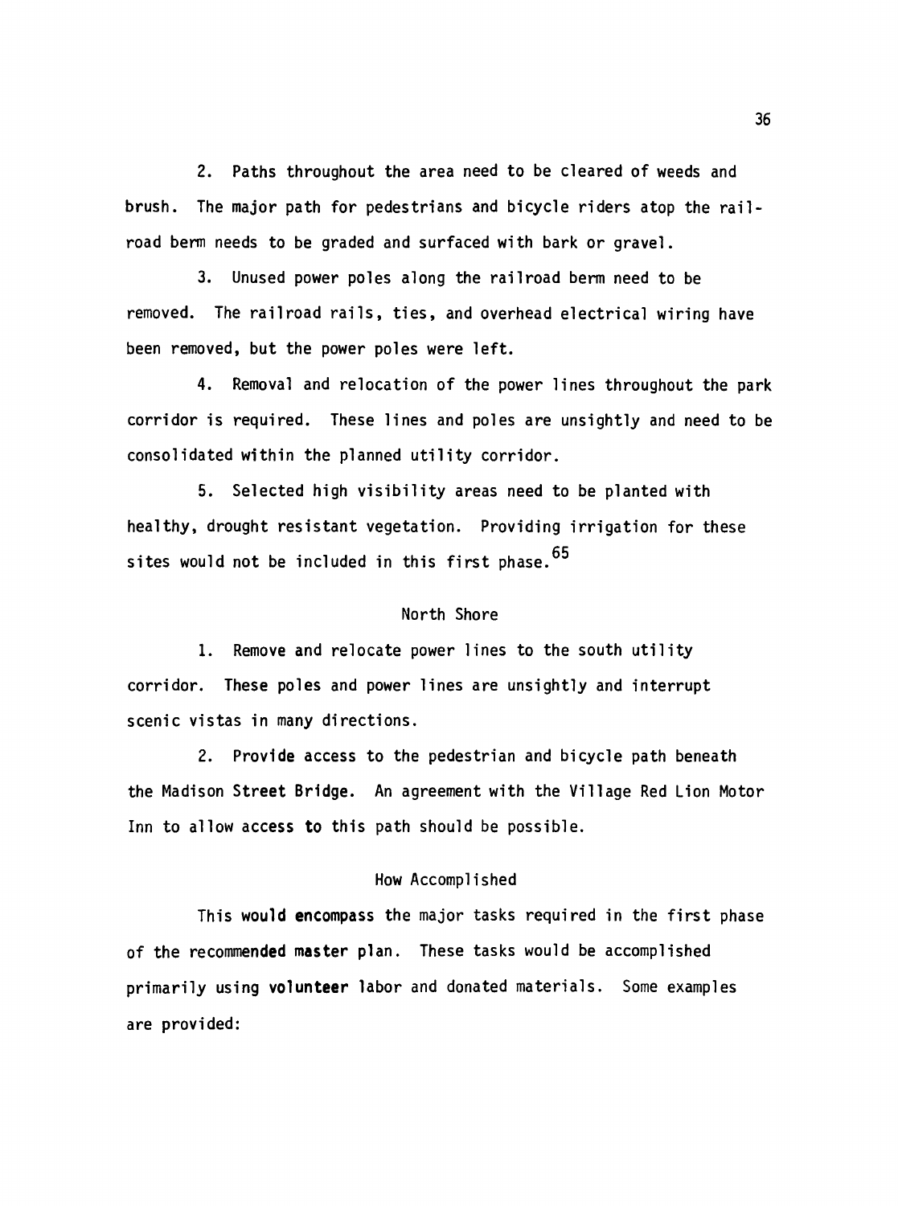2. Paths throughout the area need to be cleared of weeds and brush. The major path for pedestrians and bicycle riders atop the railroad berm needs to be graded and surfaced with bark or gravel.

3. Unused power poles along the railroad berm need to be removed. The railroad rails, ties, and overhead electrical wiring have been removed, but the power poles were left.

4. Removal and relocation of the power lines throughout the park corridor is required. These lines and poles are unsightly and need to be consolidated within the planned utility corridor.

5. Selected high visibility areas need to be planted with healthy, drought resistant vegetation. Providing irrigation for these sites would not be included in this first phase.[65]

### North Shore

1. Remove and relocate power lines to the south utility corridor. These poles and power lines are unsightly and interrupt scenic vistas in many directions.

2. Provide access to the pedestrian and bicycle path beneath the Madison Street Bridge. An agreement with the Village Red Lion Motor Inn to allow access to this path should be possible.

### How Accomplished

This would encompass the major tasks required in the first phase of the recommended master plan. These tasks would be accomplished primarily using volunteer labor and donated materials. Some examples are provided: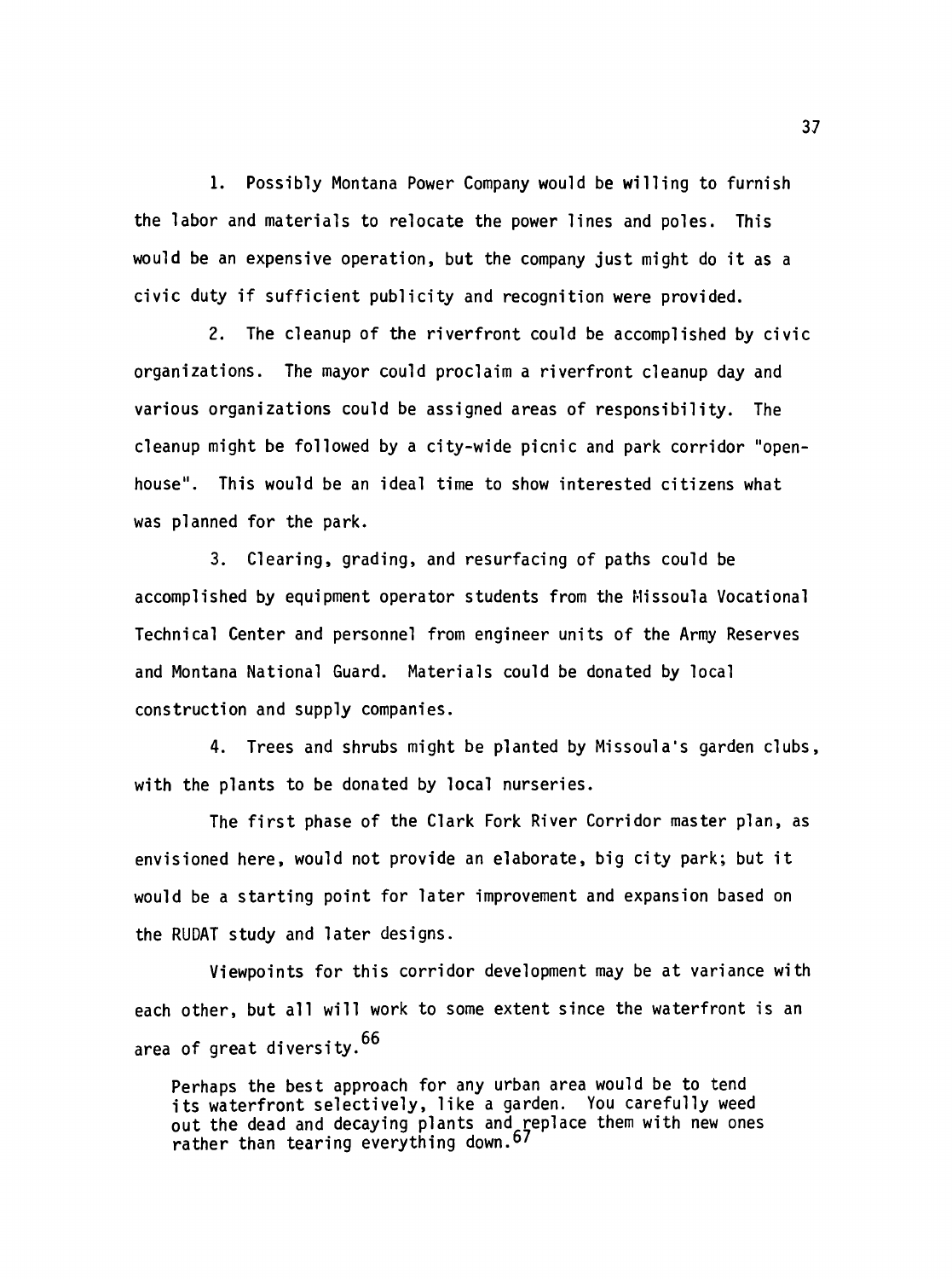1. Possibly Montana Power Company would be willing to furnish the labor and materials to relocate the power lines and poles. This would be an expensive operation, but the company just might do it as a civic duty if sufficient publicity and recognition were provided.

2. The cleanup of the riverfront could be accomplished by civic organizations. The mayor could proclaim a riverfront cleanup day and various organizations could be assigned areas of responsibility. The cleanup might be followed by a city-wide picnic and park corridor "open-house". This would be an ideal time to show interested citizens what was planned for the park.

3. Clearing, grading, and resurfacing of paths could be accomplished by equipment operator students from the Missoula Vocational Technical Center and personnel from engineer units of the Army Reserves and Montana National Guard. Materials could be donated by local construction and supply companies.

4. Trees and shrubs might be planted by Missoula's garden clubs, with the plants to be donated by local nurseries.

The first phase of the Clark Fork River Corridor master plan, as envisioned here, would not provide an elaborate, big city park; but it would be a starting point for later improvement and expansion based on the RUDAT study and later designs.

Viewpoints for this corridor development may be at variance with each other, but all will work to some extent since the waterfront is an area of great diversity.[66]

> Perhaps the best approach for any urban area would be to tend its waterfront selectively, like a garden. You carefully weed out the dead and decaying plants and replace them with new ones rather than tearing everything down.[67]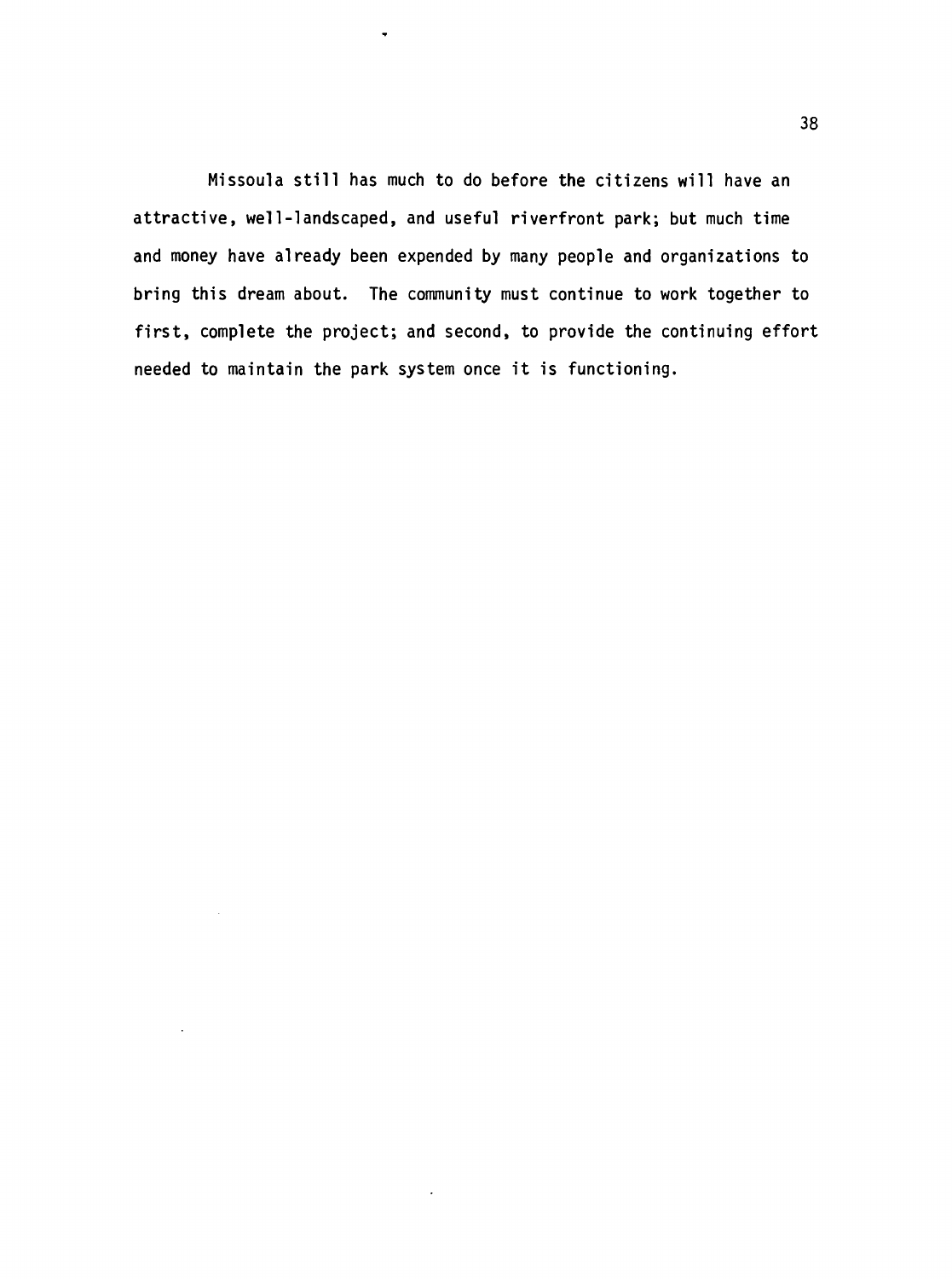Missoula still has much to do before the citizens will have an attractive, well-landscaped, and useful riverfront park; but much time and money have already been expended by many people and organizations to bring this dream about. The community must continue to work together to first, complete the project; and second, to provide the continuing effort needed to maintain the park system once it is functioning.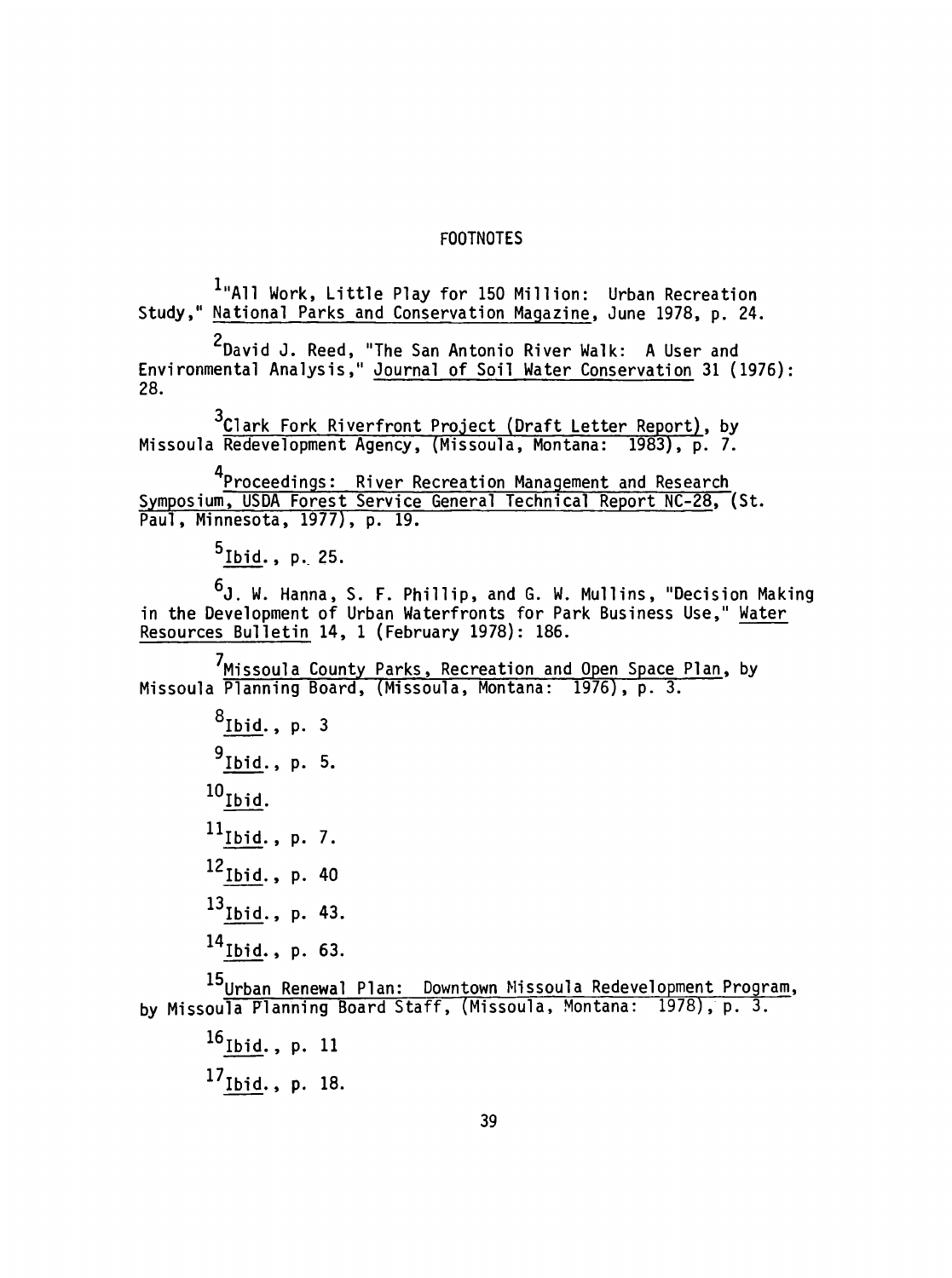# FOOTNOTES

[1]"All Work, Little Play for 150 Million: Urban Recreation Study," National Parks and Conservation Magazine, June 1978, p. 24.

[2]David J. Reed, "The San Antonio River Walk: A User and Environmental Analysis," Journal of Soil Water Conservation 31 (1976): 28.

[3]Clark Fork Riverfront Project (Draft Letter Report), by Missoula Redevelopment Agency, (Missoula, Montana: 1983), p. 7.

[4]Proceedings: River Recreation Management and Research Symposium, USDA Forest Service General Technical Report NC-28, (St. Paul, Minnesota, 1977), p. 19.

[5]Ibid., p. 25.

[6]J. W. Hanna, S. F. Phillip, and G. W. Mullins, "Decision Making in the Development of Urban Waterfronts for Park Business Use," Water Resources Bulletin 14, 1 (February 1978): 186.

[7]Missoula County Parks, Recreation and Open Space Plan, by Missoula Planning Board, (Missoula, Montana: 1976), p. 3.

[8]Ibid., p. 3

[9]Ibid., p. 5.

[10]Ibid.

[11]Ibid., p. 7.

[12]Ibid., p. 40

[13]Ibid., p. 43.

[14]Ibid., p. 63.

[15]Urban Renewal Plan: Downtown Missoula Redevelopment Program, by Missoula Planning Board Staff, (Missoula, Montana: 1978), p. 3.

[16]Ibid., p. 11

[17]Ibid., p. 18.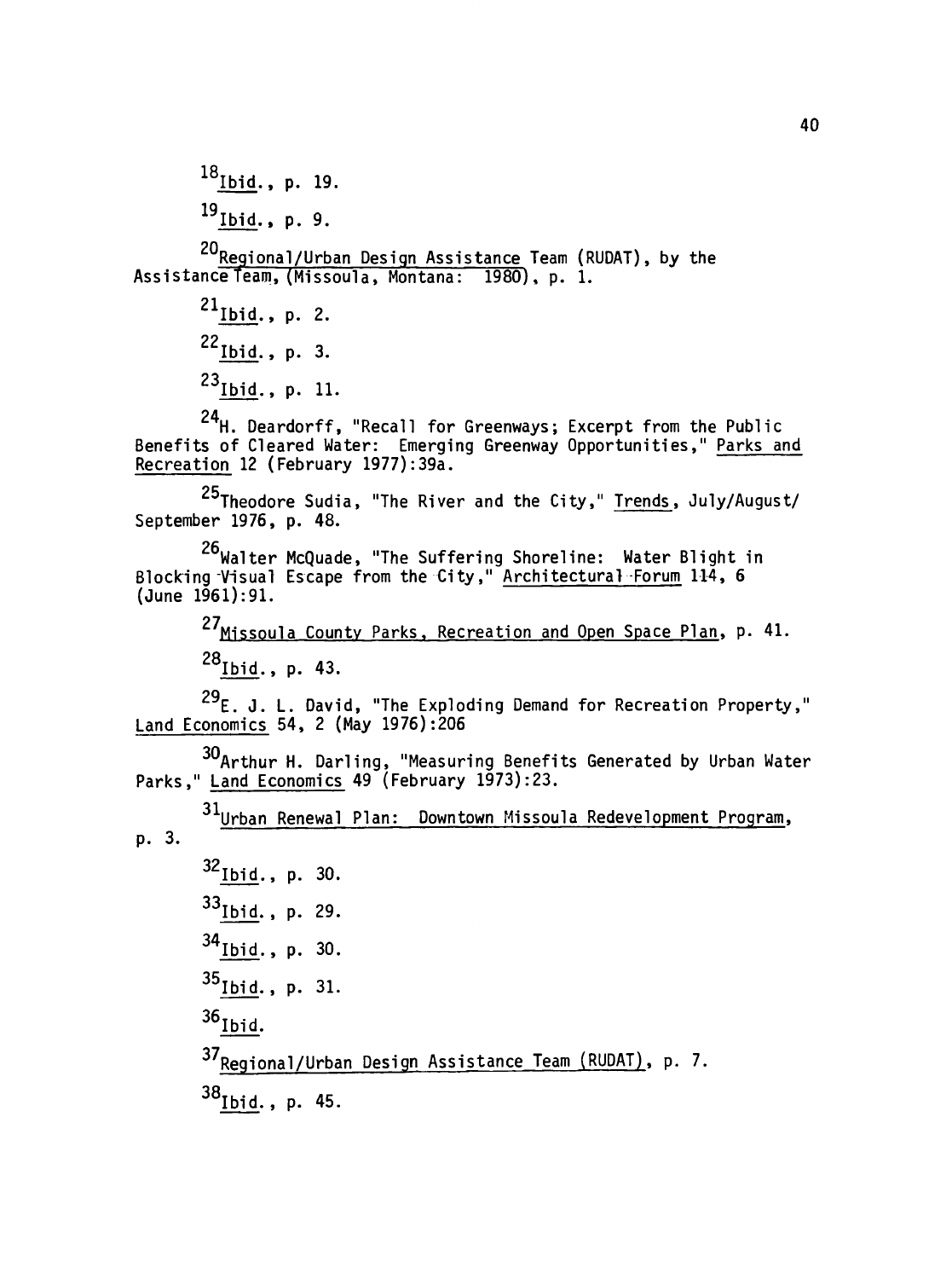[18] Ibid., p. 19.

[19] Ibid., p. 9.

[20] Regional/Urban Design Assistance Team (RUDAT), by the Assistance Team, (Missoula, Montana: 1980), p. 1.

[21] Ibid., p. 2.

[22] Ibid., p. 3.

[23] Ibid., p. 11.

[24] H. Deardorff, "Recall for Greenways; Excerpt from the Public Benefits of Cleared Water: Emerging Greenway Opportunities," Parks and Recreation 12 (February 1977):39a.

[25] Theodore Sudia, "The River and the City," Trends, July/August/September 1976, p. 48.

[26] Walter McQuade, "The Suffering Shoreline: Water Blight in Blocking Visual Escape from the City," Architectural Forum 114, 6 (June 1961):91.

[27] Missoula County Parks, Recreation and Open Space Plan, p. 41.

[28] Ibid., p. 43.

[29] E. J. L. David, "The Exploding Demand for Recreation Property," Land Economics 54, 2 (May 1976):206

[30] Arthur H. Darling, "Measuring Benefits Generated by Urban Water Parks," Land Economics 49 (February 1973):23.

[31] Urban Renewal Plan: Downtown Missoula Redevelopment Program, p. 3.

[32] Ibid., p. 30.

[33] Ibid., p. 29.

[34] Ibid., p. 30.

[35] Ibid., p. 31.

[36] Ibid.

[37] Regional/Urban Design Assistance Team (RUDAT), p. 7.

[38] Ibid., p. 45.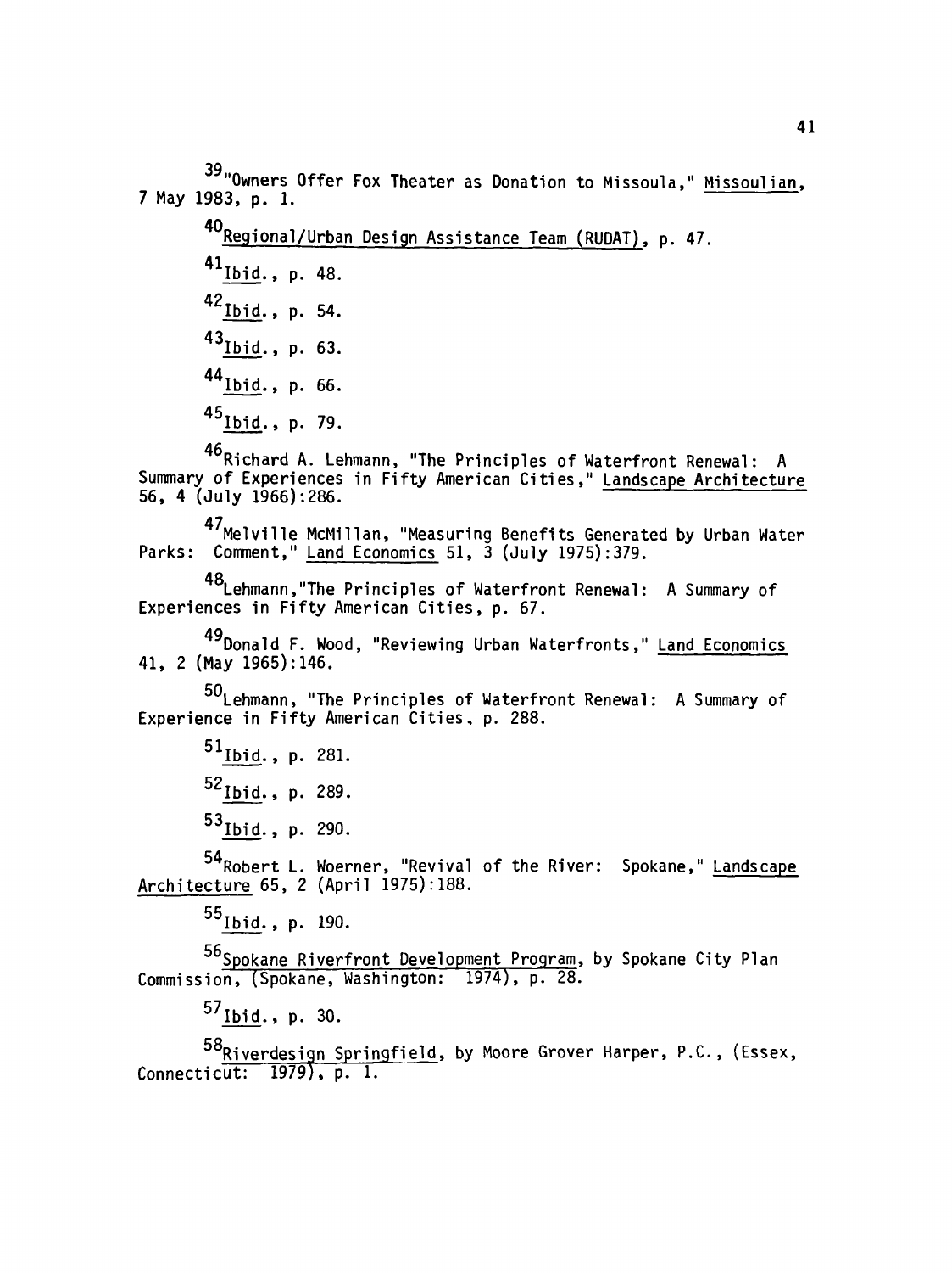[39]"Owners Offer Fox Theater as Donation to Missoula," Missoulian, 7 May 1983, p. 1.

[40]Regional/Urban Design Assistance Team (RUDAT), p. 47.

[41]Ibid., p. 48.

[42]Ibid., p. 54.

[43]Ibid., p. 63.

[44]Ibid., p. 66.

[45]Ibid., p. 79.

[46]Richard A. Lehmann, "The Principles of Waterfront Renewal: A Summary of Experiences in Fifty American Cities," Landscape Architecture 56, 4 (July 1966):286.

[47]Melville McMillan, "Measuring Benefits Generated by Urban Water Parks: Comment," Land Economics 51, 3 (July 1975):379.

[48]Lehmann,"The Principles of Waterfront Renewal: A Summary of Experiences in Fifty American Cities, p. 67.

[49]Donald F. Wood, "Reviewing Urban Waterfronts," Land Economics 41, 2 (May 1965):146.

[50]Lehmann, "The Principles of Waterfront Renewal: A Summary of Experience in Fifty American Cities, p. 288.

[51]Ibid., p. 281.

[52]Ibid., p. 289.

[53]Ibid., p. 290.

[54]Robert L. Woerner, "Revival of the River: Spokane," Landscape Architecture 65, 2 (April 1975):188.

[55]Ibid., p. 190.

[56]Spokane Riverfront Development Program, by Spokane City Plan Commission, (Spokane, Washington: 1974), p. 28.

[57]Ibid., p. 30.

[58]Riverdesign Springfield, by Moore Grover Harper, P.C., (Essex, Connecticut: 1979), p. 1.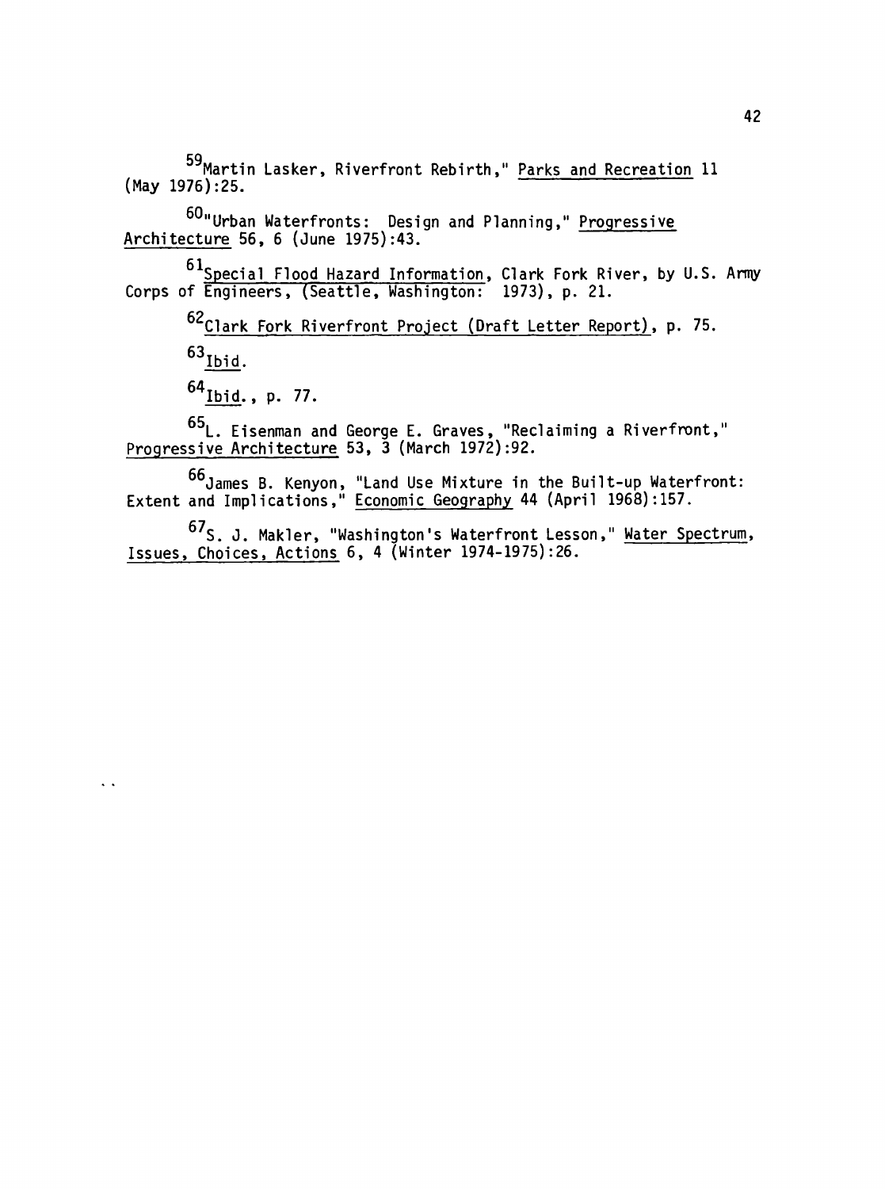[59]Martin Lasker, Riverfront Rebirth," _Parks and Recreation_ 11 (May 1976):25.

[60]"Urban Waterfronts: Design and Planning," _Progressive Architecture_ 56, 6 (June 1975):43.

[61]_Special Flood Hazard Information_, Clark Fork River, by U.S. Army Corps of Engineers, (Seattle, Washington: 1973), p. 21.

[62]_Clark Fork Riverfront Project (Draft Letter Report)_, p. 75.

[63]_Ibid_.

[64]_Ibid_., p. 77.

[65]L. Eisenman and George E. Graves, "Reclaiming a Riverfront," _Progressive Architecture_ 53, 3 (March 1972):92.

[66]James B. Kenyon, "Land Use Mixture in the Built-up Waterfront: Extent and Implications," _Economic Geography_ 44 (April 1968):157.

[67]S. J. Makler, "Washington's Waterfront Lesson," _Water Spectrum, Issues, Choices, Actions_ 6, 4 (Winter 1974-1975):26.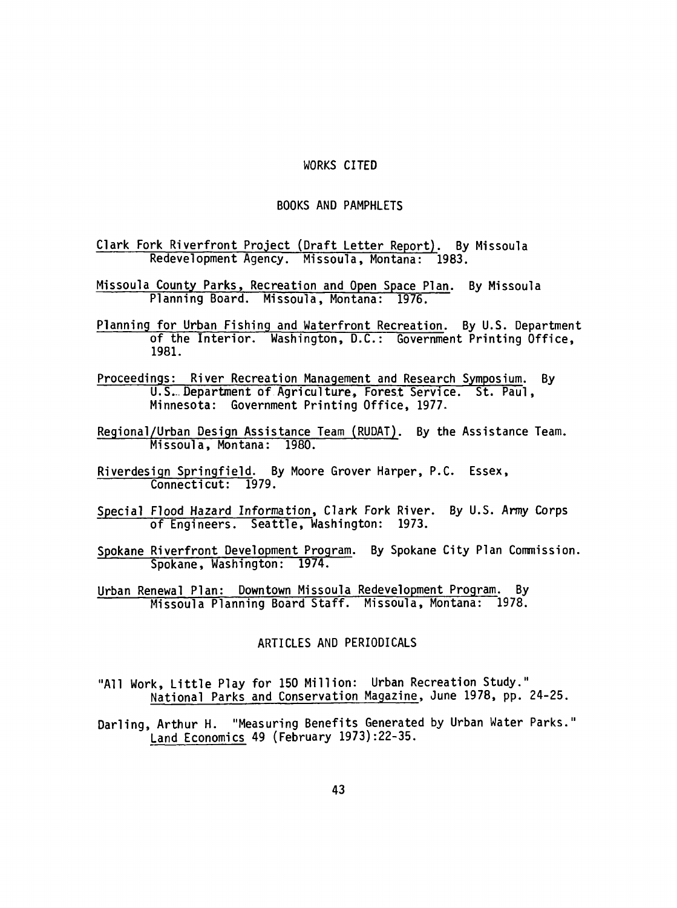# WORKS CITED

## BOOKS AND PAMPHLETS

Clark Fork Riverfront Project (Draft Letter Report). By Missoula Redevelopment Agency. Missoula, Montana: 1983.

Missoula County Parks, Recreation and Open Space Plan. By Missoula Planning Board. Missoula, Montana: 1976.

Planning for Urban Fishing and Waterfront Recreation. By U.S. Department of the Interior. Washington, D.C.: Government Printing Office, 1981.

Proceedings: River Recreation Management and Research Symposium. By U.S. Department of Agriculture, Forest Service. St. Paul, Minnesota: Government Printing Office, 1977.

Regional/Urban Design Assistance Team (RUDAT). By the Assistance Team. Missoula, Montana: 1980.

Riverdesign Springfield. By Moore Grover Harper, P.C. Essex, Connecticut: 1979.

Special Flood Hazard Information, Clark Fork River. By U.S. Army Corps of Engineers. Seattle, Washington: 1973.

Spokane Riverfront Development Program. By Spokane City Plan Commission. Spokane, Washington: 1974.

Urban Renewal Plan: Downtown Missoula Redevelopment Program. By Missoula Planning Board Staff. Missoula, Montana: 1978.

## ARTICLES AND PERIODICALS

"All Work, Little Play for 150 Million: Urban Recreation Study." National Parks and Conservation Magazine, June 1978, pp. 24-25.

Darling, Arthur H. "Measuring Benefits Generated by Urban Water Parks." Land Economics 49 (February 1973):22-35.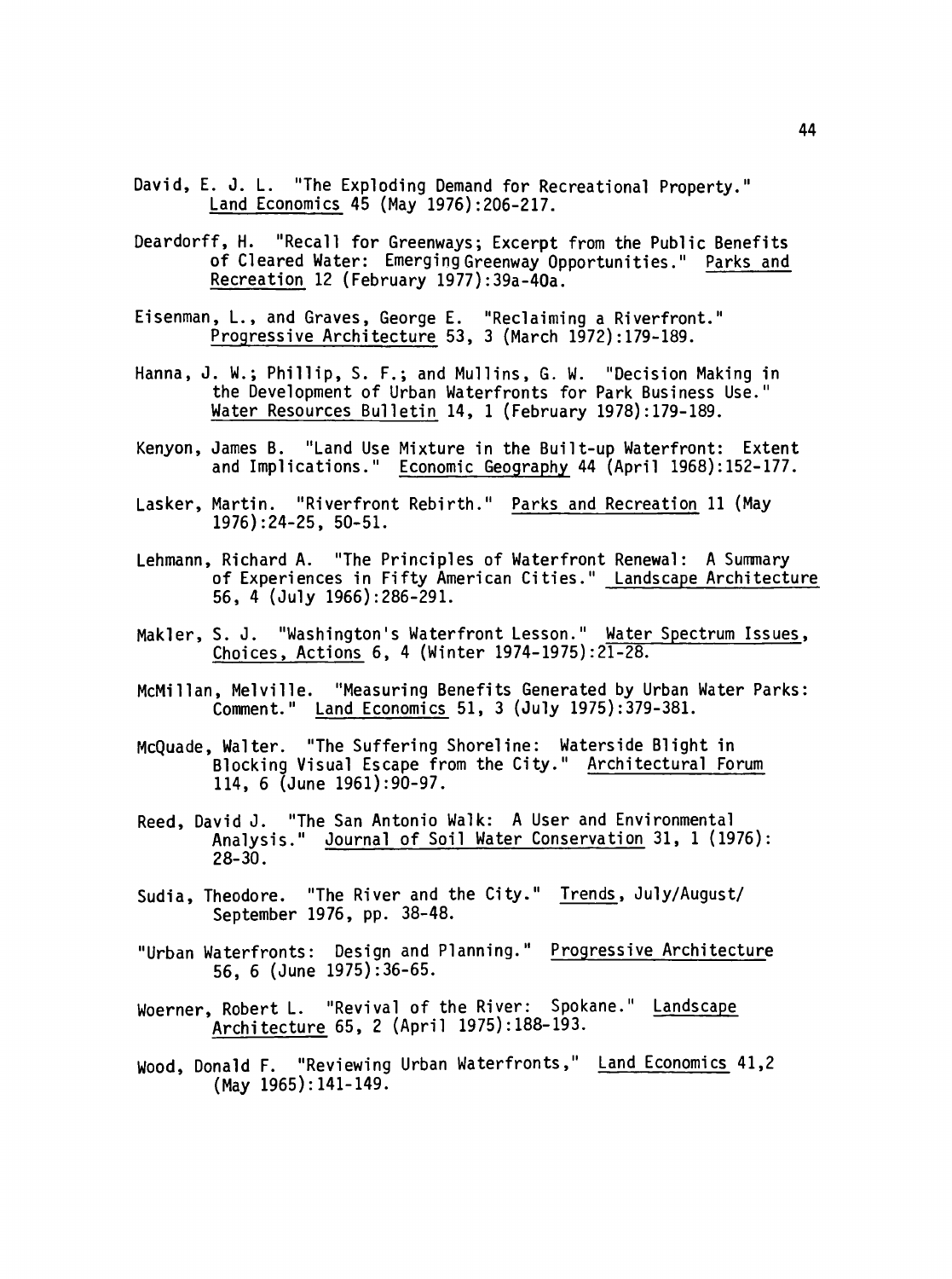David, E. J. L. "The Exploding Demand for Recreational Property." Land Economics 45 (May 1976):206-217.

Deardorff, H. "Recall for Greenways; Excerpt from the Public Benefits of Cleared Water: Emerging Greenway Opportunities." Parks and Recreation 12 (February 1977):39a-40a.

Eisenman, L., and Graves, George E. "Reclaiming a Riverfront." Progressive Architecture 53, 3 (March 1972):179-189.

Hanna, J. W.; Phillip, S. F.; and Mullins, G. W. "Decision Making in the Development of Urban Waterfronts for Park Business Use." Water Resources Bulletin 14, 1 (February 1978):179-189.

Kenyon, James B. "Land Use Mixture in the Built-up Waterfront: Extent and Implications." Economic Geography 44 (April 1968):152-177.

Lasker, Martin. "Riverfront Rebirth." Parks and Recreation 11 (May 1976):24-25, 50-51.

Lehmann, Richard A. "The Principles of Waterfront Renewal: A Summary of Experiences in Fifty American Cities." Landscape Architecture 56, 4 (July 1966):286-291.

Makler, S. J. "Washington's Waterfront Lesson." Water Spectrum Issues, Choices, Actions 6, 4 (Winter 1974-1975):21-28.

McMillan, Melville. "Measuring Benefits Generated by Urban Water Parks: Comment." Land Economics 51, 3 (July 1975):379-381.

McQuade, Walter. "The Suffering Shoreline: Waterside Blight in Blocking Visual Escape from the City." Architectural Forum 114, 6 (June 1961):90-97.

Reed, David J. "The San Antonio Walk: A User and Environmental Analysis." Journal of Soil Water Conservation 31, 1 (1976): 28-30.

Sudia, Theodore. "The River and the City." Trends, July/August/September 1976, pp. 38-48.

"Urban Waterfronts: Design and Planning." Progressive Architecture 56, 6 (June 1975):36-65.

Woerner, Robert L. "Revival of the River: Spokane." Landscape Architecture 65, 2 (April 1975):188-193.

Wood, Donald F. "Reviewing Urban Waterfronts," Land Economics 41,2 (May 1965):141-149.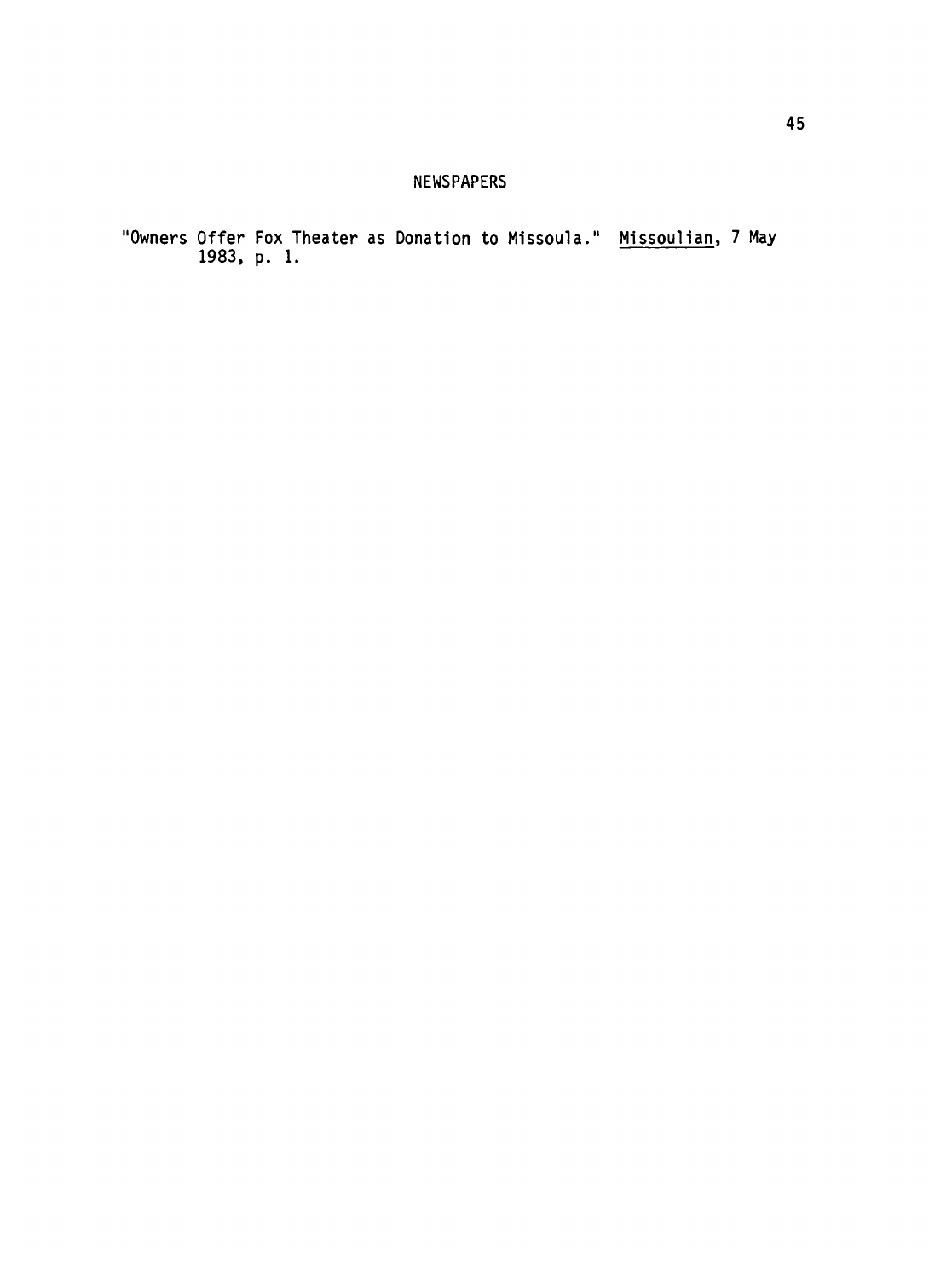## NEWSPAPERS

"Owners Offer Fox Theater as Donation to Missoula." Missoulian, 7 May 1983, p. 1.